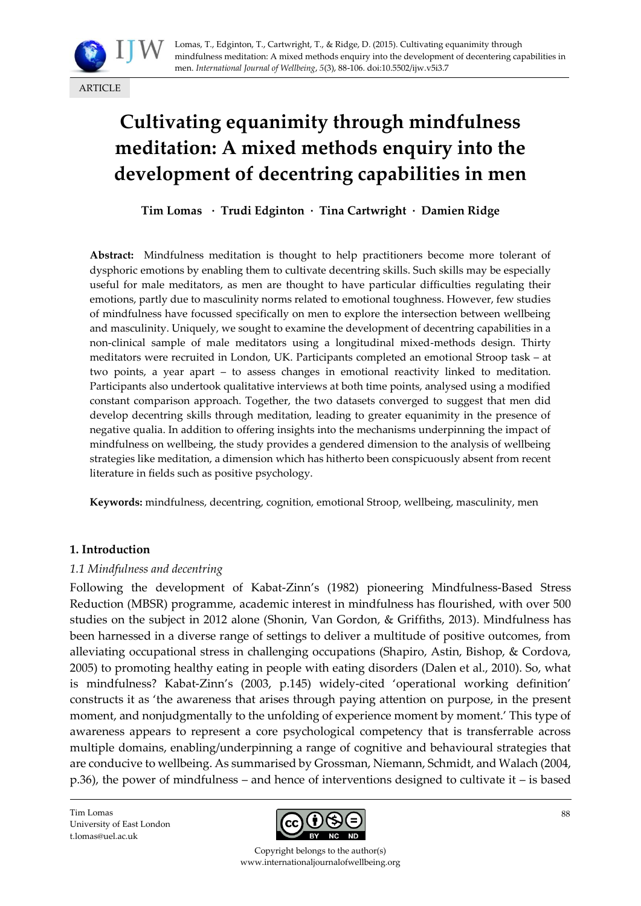Lomas, T., Edginton, T., Cartwright, T., & Ridge, D. (2015). Cultivating equanimity through mindfulness meditation: A mixed methods enquiry into the development of decentering capabilities in men. *International Journal of Wellbeing*, *5*(3), 88-106. doi:10.5502/ijw.v5i3.7

ARTICLE

# Cultivating equanimity through mindfulness meditation: A mixed methods enquiry into the development of decentring capabilities in men

**Tim Lomas · Trudi Edginton · Tina Cartwright · Damien Ridge**

**Abstract:** Mindfulness meditation is thought to help practitioners become more tolerant of dysphoric emotions by enabling them to cultivate decentring skills. Such skills may be especially useful for male meditators, as men are thought to have particular difficulties regulating their emotions, partly due to masculinity norms related to emotional toughness. However, few studies of mindfulness have focussed specifically on men to explore the intersection between wellbeing and masculinity. Uniquely, we sought to examine the development of decentring capabilities in a non-clinical sample of male meditators using a longitudinal mixed-methods design. Thirty meditators were recruited in London, UK. Participants completed an emotional Stroop task – at two points, a year apart – to assess changes in emotional reactivity linked to meditation. Participants also undertook qualitative interviews at both time points, analysed using a modified constant comparison approach. Together, the two datasets converged to suggest that men did develop decentring skills through meditation, leading to greater equanimity in the presence of negative qualia. In addition to offering insights into the mechanisms underpinning the impact of mindfulness on wellbeing, the study provides a gendered dimension to the analysis of wellbeing strategies like meditation, a dimension which has hitherto been conspicuously absent from recent literature in fields such as positive psychology.

**Keywords:** mindfulness, decentring, cognition, emotional Stroop, wellbeing, masculinity, men

## 1. Introduction

### *1.1 Mindfulness and decentring*

Following the development of Kabat-Zinn's (1982) pioneering Mindfulness-Based Stress Reduction (MBSR) programme, academic interest in mindfulness has flourished, with over 500 studies on the subject in 2012 alone (Shonin, Van Gordon, & Griffiths, 2013). Mindfulness has been harnessed in a diverse range of settings to deliver a multitude of positive outcomes, from alleviating occupational stress in challenging occupations (Shapiro, Astin, Bishop, & Cordova, 2005) to promoting healthy eating in people with eating disorders (Dalen et al., 2010). So, what is mindfulness? Kabat-Zinn's (2003, p.145) widely-cited 'operational working definition' constructs it as 'the awareness that arises through paying attention on purpose, in the present moment, and nonjudgmentally to the unfolding of experience moment by moment.' This type of awareness appears to represent a core psychological competency that is transferrable across multiple domains, enabling/underpinning a range of cognitive and behavioural strategies that are conducive to wellbeing. As summarised by Grossman, Niemann, Schmidt, and Walach (2004, p.36), the power of mindfulness – and hence of interventions designed to cultivate it – is based

Tim Lomas
University of East London
t.lomas@uel.ac.uk

Copyright belongs to the author(s)
www.internationaljournalofwellbeing.org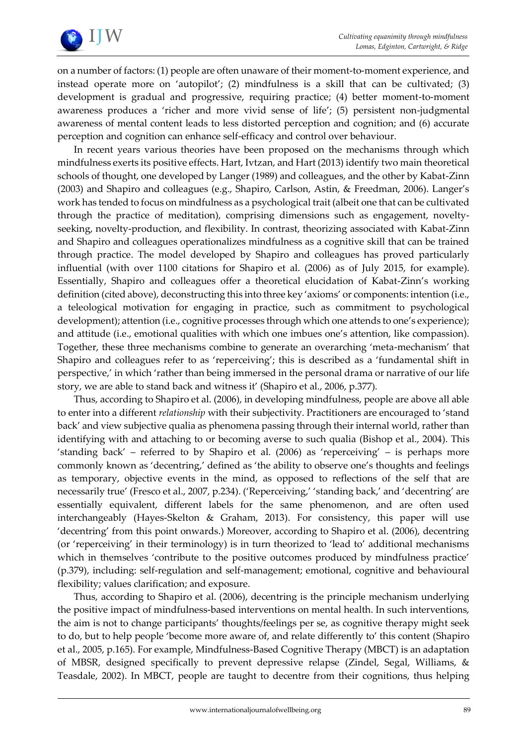on a number of factors: (1) people are often unaware of their moment-to-moment experience, and instead operate more on 'autopilot'; (2) mindfulness is a skill that can be cultivated; (3) development is gradual and progressive, requiring practice; (4) better moment-to-moment awareness produces a 'richer and more vivid sense of life'; (5) persistent non-judgmental awareness of mental content leads to less distorted perception and cognition; and (6) accurate perception and cognition can enhance self-efficacy and control over behaviour.

In recent years various theories have been proposed on the mechanisms through which mindfulness exerts its positive effects. Hart, Ivtzan, and Hart (2013) identify two main theoretical schools of thought, one developed by Langer (1989) and colleagues, and the other by Kabat-Zinn (2003) and Shapiro and colleagues (e.g., Shapiro, Carlson, Astin, & Freedman, 2006). Langer's work has tended to focus on mindfulness as a psychological trait (albeit one that can be cultivated through the practice of meditation), comprising dimensions such as engagement, novelty-seeking, novelty-production, and flexibility. In contrast, theorizing associated with Kabat-Zinn and Shapiro and colleagues operationalizes mindfulness as a cognitive skill that can be trained through practice. The model developed by Shapiro and colleagues has proved particularly influential (with over 1100 citations for Shapiro et al. (2006) as of July 2015, for example). Essentially, Shapiro and colleagues offer a theoretical elucidation of Kabat-Zinn's working definition (cited above), deconstructing this into three key 'axioms' or components: intention (i.e., a teleological motivation for engaging in practice, such as commitment to psychological development); attention (i.e., cognitive processes through which one attends to one's experience); and attitude (i.e., emotional qualities with which one imbues one's attention, like compassion). Together, these three mechanisms combine to generate an overarching 'meta-mechanism' that Shapiro and colleagues refer to as 'reperceiving'; this is described as a 'fundamental shift in perspective,' in which 'rather than being immersed in the personal drama or narrative of our life story, we are able to stand back and witness it' (Shapiro et al., 2006, p.377).

Thus, according to Shapiro et al. (2006), in developing mindfulness, people are above all able to enter into a different *relationship* with their subjectivity. Practitioners are encouraged to 'stand back' and view subjective qualia as phenomena passing through their internal world, rather than identifying with and attaching to or becoming averse to such qualia (Bishop et al., 2004). This 'standing back' – referred to by Shapiro et al. (2006) as 'reperceiving' – is perhaps more commonly known as 'decentring,' defined as 'the ability to observe one's thoughts and feelings as temporary, objective events in the mind, as opposed to reflections of the self that are necessarily true' (Fresco et al., 2007, p.234). ('Reperceiving,' 'standing back,' and 'decentring' are essentially equivalent, different labels for the same phenomenon, and are often used interchangeably (Hayes-Skelton & Graham, 2013). For consistency, this paper will use 'decentring' from this point onwards.) Moreover, according to Shapiro et al. (2006), decentring (or 'reperceiving' in their terminology) is in turn theorized to 'lead to' additional mechanisms which in themselves 'contribute to the positive outcomes produced by mindfulness practice' (p.379), including: self-regulation and self-management; emotional, cognitive and behavioural flexibility; values clarification; and exposure.

Thus, according to Shapiro et al. (2006), decentring is the principle mechanism underlying the positive impact of mindfulness-based interventions on mental health. In such interventions, the aim is not to change participants' thoughts/feelings per se, as cognitive therapy might seek to do, but to help people 'become more aware of, and relate differently to' this content (Shapiro et al., 2005, p.165). For example, Mindfulness-Based Cognitive Therapy (MBCT) is an adaptation of MBSR, designed specifically to prevent depressive relapse (Zindel, Segal, Williams, & Teasdale, 2002). In MBCT, people are taught to decentre from their cognitions, thus helping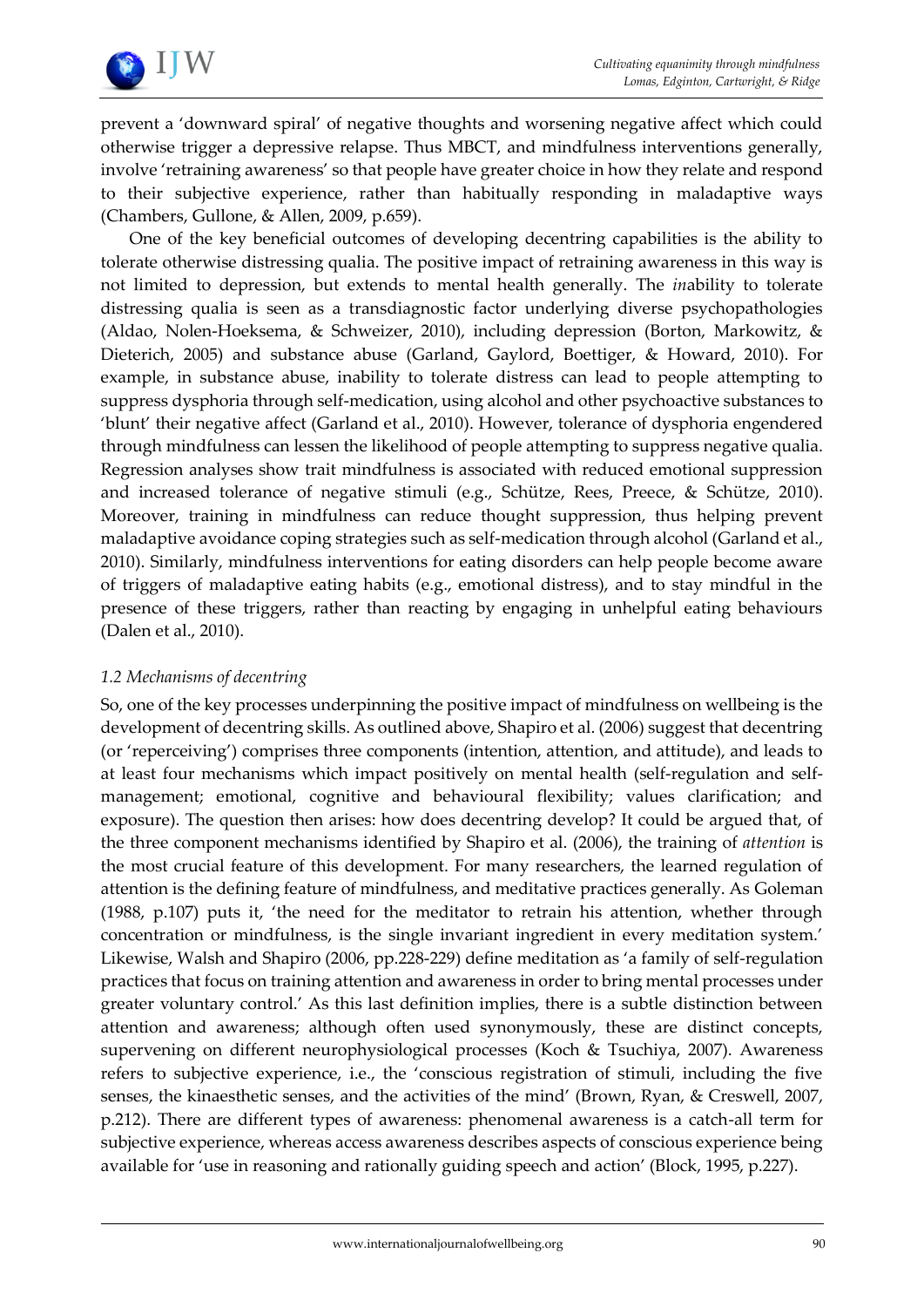prevent a 'downward spiral' of negative thoughts and worsening negative affect which could otherwise trigger a depressive relapse. Thus MBCT, and mindfulness interventions generally, involve 'retraining awareness' so that people have greater choice in how they relate and respond to their subjective experience, rather than habitually responding in maladaptive ways (Chambers, Gullone, & Allen, 2009, p.659).

One of the key beneficial outcomes of developing decentring capabilities is the ability to tolerate otherwise distressing qualia. The positive impact of retraining awareness in this way is not limited to depression, but extends to mental health generally. The *in*ability to tolerate distressing qualia is seen as a transdiagnostic factor underlying diverse psychopathologies (Aldao, Nolen-Hoeksema, & Schweizer, 2010), including depression (Borton, Markowitz, & Dieterich, 2005) and substance abuse (Garland, Gaylord, Boettiger, & Howard, 2010). For example, in substance abuse, inability to tolerate distress can lead to people attempting to suppress dysphoria through self-medication, using alcohol and other psychoactive substances to 'blunt' their negative affect (Garland et al., 2010). However, tolerance of dysphoria engendered through mindfulness can lessen the likelihood of people attempting to suppress negative qualia. Regression analyses show trait mindfulness is associated with reduced emotional suppression and increased tolerance of negative stimuli (e.g., Schütze, Rees, Preece, & Schütze, 2010). Moreover, training in mindfulness can reduce thought suppression, thus helping prevent maladaptive avoidance coping strategies such as self-medication through alcohol (Garland et al., 2010). Similarly, mindfulness interventions for eating disorders can help people become aware of triggers of maladaptive eating habits (e.g., emotional distress), and to stay mindful in the presence of these triggers, rather than reacting by engaging in unhelpful eating behaviours (Dalen et al., 2010).

### *1.2 Mechanisms of decentring*

So, one of the key processes underpinning the positive impact of mindfulness on wellbeing is the development of decentring skills. As outlined above, Shapiro et al. (2006) suggest that decentring (or 'reperceiving') comprises three components (intention, attention, and attitude), and leads to at least four mechanisms which impact positively on mental health (self-regulation and self-management; emotional, cognitive and behavioural flexibility; values clarification; and exposure). The question then arises: how does decentring develop? It could be argued that, of the three component mechanisms identified by Shapiro et al. (2006), the training of *attention* is the most crucial feature of this development. For many researchers, the learned regulation of attention is the defining feature of mindfulness, and meditative practices generally. As Goleman (1988, p.107) puts it, 'the need for the meditator to retrain his attention, whether through concentration or mindfulness, is the single invariant ingredient in every meditation system.' Likewise, Walsh and Shapiro (2006, pp.228-229) define meditation as 'a family of self-regulation practices that focus on training attention and awareness in order to bring mental processes under greater voluntary control.' As this last definition implies, there is a subtle distinction between attention and awareness; although often used synonymously, these are distinct concepts, supervening on different neurophysiological processes (Koch & Tsuchiya, 2007). Awareness refers to subjective experience, i.e., the 'conscious registration of stimuli, including the five senses, the kinaesthetic senses, and the activities of the mind' (Brown, Ryan, & Creswell, 2007, p.212). There are different types of awareness: phenomenal awareness is a catch-all term for subjective experience, whereas access awareness describes aspects of conscious experience being available for 'use in reasoning and rationally guiding speech and action' (Block, 1995, p.227).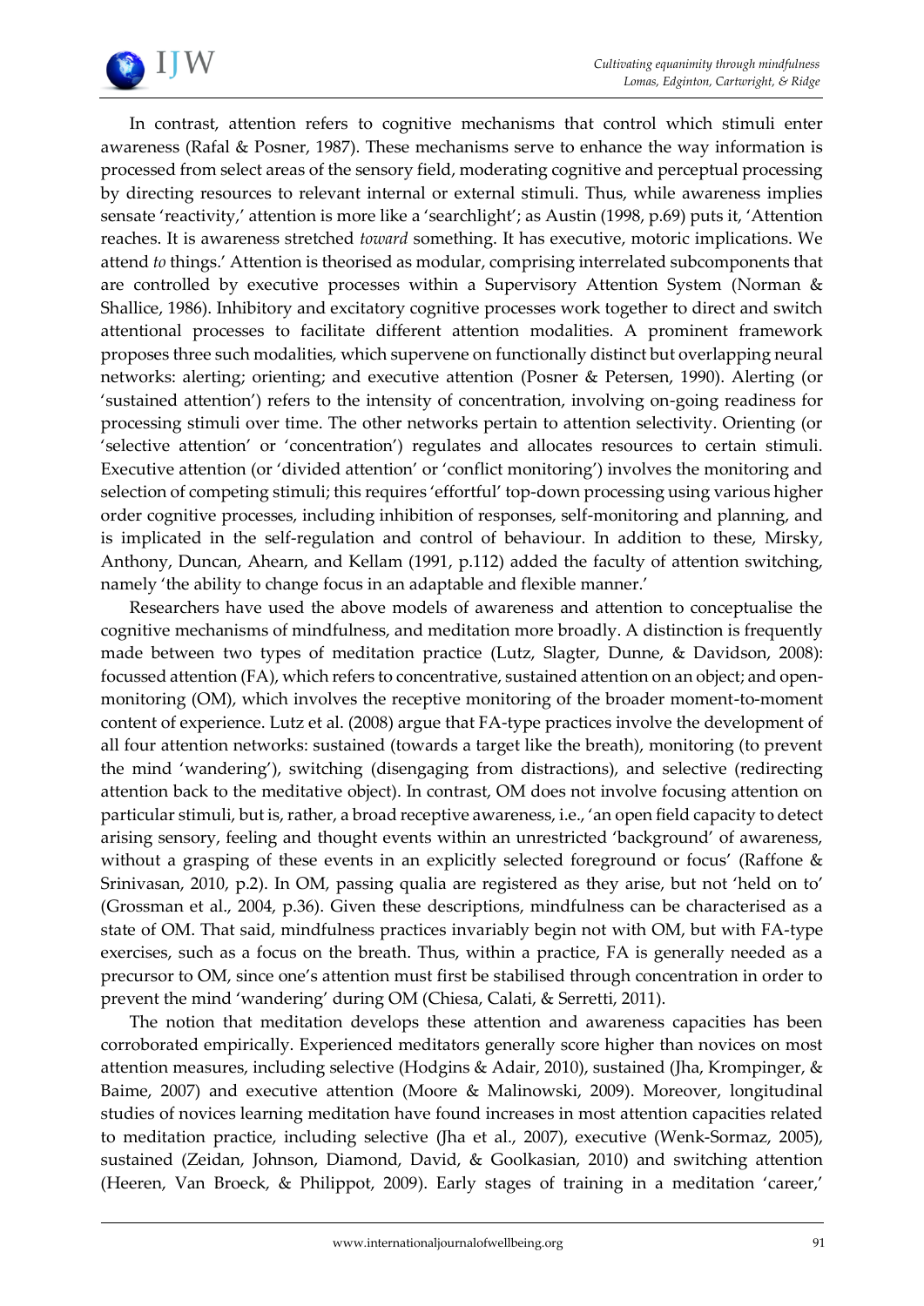In contrast, attention refers to cognitive mechanisms that control which stimuli enter awareness (Rafal & Posner, 1987). These mechanisms serve to enhance the way information is processed from select areas of the sensory field, moderating cognitive and perceptual processing by directing resources to relevant internal or external stimuli. Thus, while awareness implies sensate 'reactivity,' attention is more like a 'searchlight'; as Austin (1998, p.69) puts it, 'Attention reaches. It is awareness stretched *toward* something. It has executive, motoric implications. We attend *to* things.' Attention is theorised as modular, comprising interrelated subcomponents that are controlled by executive processes within a Supervisory Attention System (Norman & Shallice, 1986). Inhibitory and excitatory cognitive processes work together to direct and switch attentional processes to facilitate different attention modalities. A prominent framework proposes three such modalities, which supervene on functionally distinct but overlapping neural networks: alerting; orienting; and executive attention (Posner & Petersen, 1990). Alerting (or 'sustained attention') refers to the intensity of concentration, involving on-going readiness for processing stimuli over time. The other networks pertain to attention selectivity. Orienting (or 'selective attention' or 'concentration') regulates and allocates resources to certain stimuli. Executive attention (or 'divided attention' or 'conflict monitoring') involves the monitoring and selection of competing stimuli; this requires 'effortful' top-down processing using various higher order cognitive processes, including inhibition of responses, self-monitoring and planning, and is implicated in the self-regulation and control of behaviour. In addition to these, Mirsky, Anthony, Duncan, Ahearn, and Kellam (1991, p.112) added the faculty of attention switching, namely 'the ability to change focus in an adaptable and flexible manner.'

Researchers have used the above models of awareness and attention to conceptualise the cognitive mechanisms of mindfulness, and meditation more broadly. A distinction is frequently made between two types of meditation practice (Lutz, Slagter, Dunne, & Davidson, 2008): focussed attention (FA), which refers to concentrative, sustained attention on an object; and open-monitoring (OM), which involves the receptive monitoring of the broader moment-to-moment content of experience. Lutz et al. (2008) argue that FA-type practices involve the development of all four attention networks: sustained (towards a target like the breath), monitoring (to prevent the mind 'wandering'), switching (disengaging from distractions), and selective (redirecting attention back to the meditative object). In contrast, OM does not involve focusing attention on particular stimuli, but is, rather, a broad receptive awareness, i.e., 'an open field capacity to detect arising sensory, feeling and thought events within an unrestricted 'background' of awareness, without a grasping of these events in an explicitly selected foreground or focus' (Raffone & Srinivasan, 2010, p.2). In OM, passing qualia are registered as they arise, but not 'held on to' (Grossman et al., 2004, p.36). Given these descriptions, mindfulness can be characterised as a state of OM. That said, mindfulness practices invariably begin not with OM, but with FA-type exercises, such as a focus on the breath. Thus, within a practice, FA is generally needed as a precursor to OM, since one's attention must first be stabilised through concentration in order to prevent the mind 'wandering' during OM (Chiesa, Calati, & Serretti, 2011).

The notion that meditation develops these attention and awareness capacities has been corroborated empirically. Experienced meditators generally score higher than novices on most attention measures, including selective (Hodgins & Adair, 2010), sustained (Jha, Krompinger, & Baime, 2007) and executive attention (Moore & Malinowski, 2009). Moreover, longitudinal studies of novices learning meditation have found increases in most attention capacities related to meditation practice, including selective (Jha et al., 2007), executive (Wenk-Sormaz, 2005), sustained (Zeidan, Johnson, Diamond, David, & Goolkasian, 2010) and switching attention (Heeren, Van Broeck, & Philippot, 2009). Early stages of training in a meditation 'career,'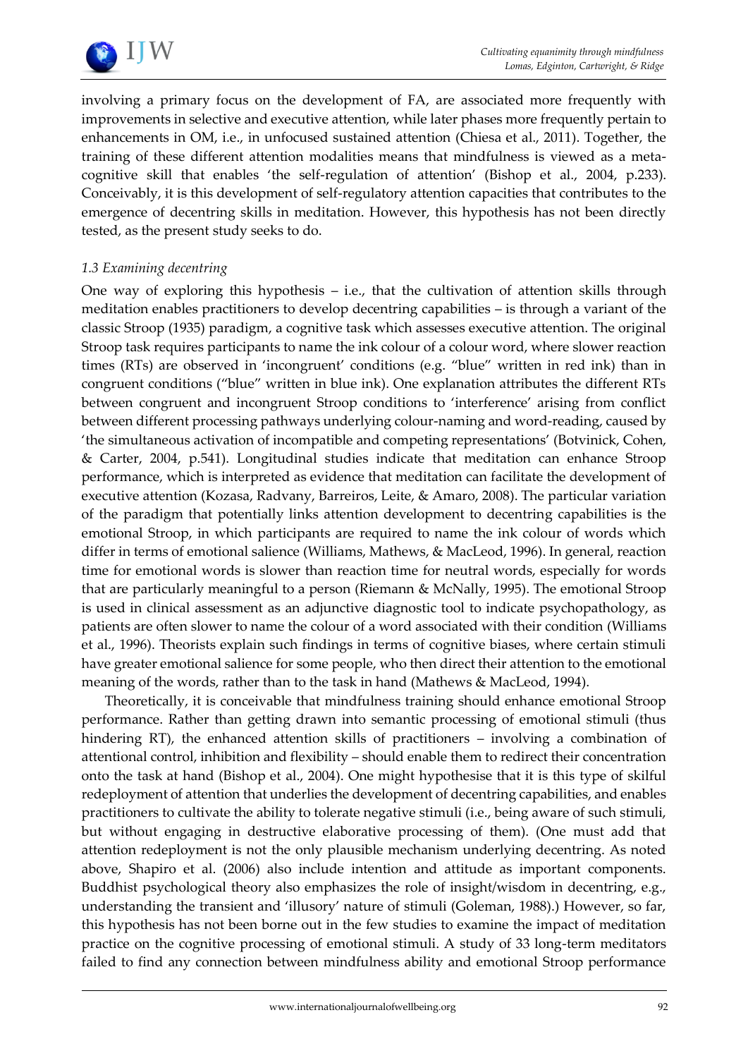involving a primary focus on the development of FA, are associated more frequently with improvements in selective and executive attention, while later phases more frequently pertain to enhancements in OM, i.e., in unfocused sustained attention (Chiesa et al., 2011). Together, the training of these different attention modalities means that mindfulness is viewed as a meta-cognitive skill that enables 'the self-regulation of attention' (Bishop et al., 2004, p.233). Conceivably, it is this development of self-regulatory attention capacities that contributes to the emergence of decentring skills in meditation. However, this hypothesis has not been directly tested, as the present study seeks to do.

### *1.3 Examining decentring*

One way of exploring this hypothesis – i.e., that the cultivation of attention skills through meditation enables practitioners to develop decentring capabilities – is through a variant of the classic Stroop (1935) paradigm, a cognitive task which assesses executive attention. The original Stroop task requires participants to name the ink colour of a colour word, where slower reaction times (RTs) are observed in 'incongruent' conditions (e.g. "blue" written in red ink) than in congruent conditions ("blue" written in blue ink). One explanation attributes the different RTs between congruent and incongruent Stroop conditions to 'interference' arising from conflict between different processing pathways underlying colour-naming and word-reading, caused by 'the simultaneous activation of incompatible and competing representations' (Botvinick, Cohen, & Carter, 2004, p.541). Longitudinal studies indicate that meditation can enhance Stroop performance, which is interpreted as evidence that meditation can facilitate the development of executive attention (Kozasa, Radvany, Barreiros, Leite, & Amaro, 2008). The particular variation of the paradigm that potentially links attention development to decentring capabilities is the emotional Stroop, in which participants are required to name the ink colour of words which differ in terms of emotional salience (Williams, Mathews, & MacLeod, 1996). In general, reaction time for emotional words is slower than reaction time for neutral words, especially for words that are particularly meaningful to a person (Riemann & McNally, 1995). The emotional Stroop is used in clinical assessment as an adjunctive diagnostic tool to indicate psychopathology, as patients are often slower to name the colour of a word associated with their condition (Williams et al., 1996). Theorists explain such findings in terms of cognitive biases, where certain stimuli have greater emotional salience for some people, who then direct their attention to the emotional meaning of the words, rather than to the task in hand (Mathews & MacLeod, 1994).

Theoretically, it is conceivable that mindfulness training should enhance emotional Stroop performance. Rather than getting drawn into semantic processing of emotional stimuli (thus hindering RT), the enhanced attention skills of practitioners – involving a combination of attentional control, inhibition and flexibility – should enable them to redirect their concentration onto the task at hand (Bishop et al., 2004). One might hypothesise that it is this type of skilful redeployment of attention that underlies the development of decentring capabilities, and enables practitioners to cultivate the ability to tolerate negative stimuli (i.e., being aware of such stimuli, but without engaging in destructive elaborative processing of them). (One must add that attention redeployment is not the only plausible mechanism underlying decentring. As noted above, Shapiro et al. (2006) also include intention and attitude as important components. Buddhist psychological theory also emphasizes the role of insight/wisdom in decentring, e.g., understanding the transient and 'illusory' nature of stimuli (Goleman, 1988).) However, so far, this hypothesis has not been borne out in the few studies to examine the impact of meditation practice on the cognitive processing of emotional stimuli. A study of 33 long-term meditators failed to find any connection between mindfulness ability and emotional Stroop performance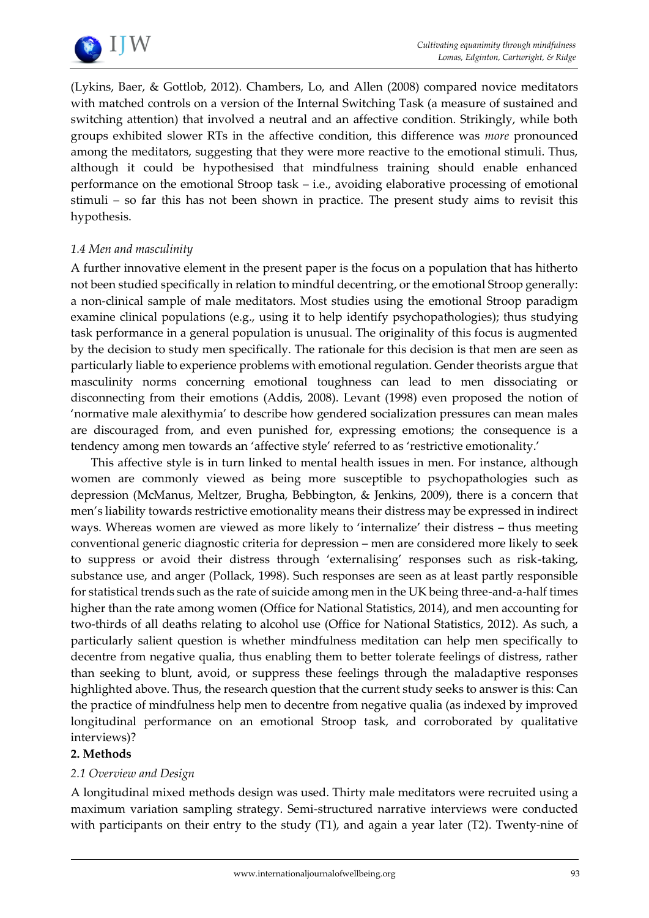(Lykins, Baer, & Gottlob, 2012). Chambers, Lo, and Allen (2008) compared novice meditators with matched controls on a version of the Internal Switching Task (a measure of sustained and switching attention) that involved a neutral and an affective condition. Strikingly, while both groups exhibited slower RTs in the affective condition, this difference was *more* pronounced among the meditators, suggesting that they were more reactive to the emotional stimuli. Thus, although it could be hypothesised that mindfulness training should enable enhanced performance on the emotional Stroop task – i.e., avoiding elaborative processing of emotional stimuli – so far this has not been shown in practice. The present study aims to revisit this hypothesis.

### *1.4 Men and masculinity*

A further innovative element in the present paper is the focus on a population that has hitherto not been studied specifically in relation to mindful decentring, or the emotional Stroop generally: a non-clinical sample of male meditators. Most studies using the emotional Stroop paradigm examine clinical populations (e.g., using it to help identify psychopathologies); thus studying task performance in a general population is unusual. The originality of this focus is augmented by the decision to study men specifically. The rationale for this decision is that men are seen as particularly liable to experience problems with emotional regulation. Gender theorists argue that masculinity norms concerning emotional toughness can lead to men dissociating or disconnecting from their emotions (Addis, 2008). Levant (1998) even proposed the notion of 'normative male alexithymia' to describe how gendered socialization pressures can mean males are discouraged from, and even punished for, expressing emotions; the consequence is a tendency among men towards an 'affective style' referred to as 'restrictive emotionality.'

This affective style is in turn linked to mental health issues in men. For instance, although women are commonly viewed as being more susceptible to psychopathologies such as depression (McManus, Meltzer, Brugha, Bebbington, & Jenkins, 2009), there is a concern that men's liability towards restrictive emotionality means their distress may be expressed in indirect ways. Whereas women are viewed as more likely to 'internalize' their distress – thus meeting conventional generic diagnostic criteria for depression – men are considered more likely to seek to suppress or avoid their distress through 'externalising' responses such as risk-taking, substance use, and anger (Pollack, 1998). Such responses are seen as at least partly responsible for statistical trends such as the rate of suicide among men in the UK being three-and-a-half times higher than the rate among women (Office for National Statistics, 2014), and men accounting for two-thirds of all deaths relating to alcohol use (Office for National Statistics, 2012). As such, a particularly salient question is whether mindfulness meditation can help men specifically to decentre from negative qualia, thus enabling them to better tolerate feelings of distress, rather than seeking to blunt, avoid, or suppress these feelings through the maladaptive responses highlighted above. Thus, the research question that the current study seeks to answer is this: Can the practice of mindfulness help men to decentre from negative qualia (as indexed by improved longitudinal performance on an emotional Stroop task, and corroborated by qualitative interviews)?

## **2. Methods**

### *2.1 Overview and Design*

A longitudinal mixed methods design was used. Thirty male meditators were recruited using a maximum variation sampling strategy. Semi-structured narrative interviews were conducted with participants on their entry to the study (T1), and again a year later (T2). Twenty-nine of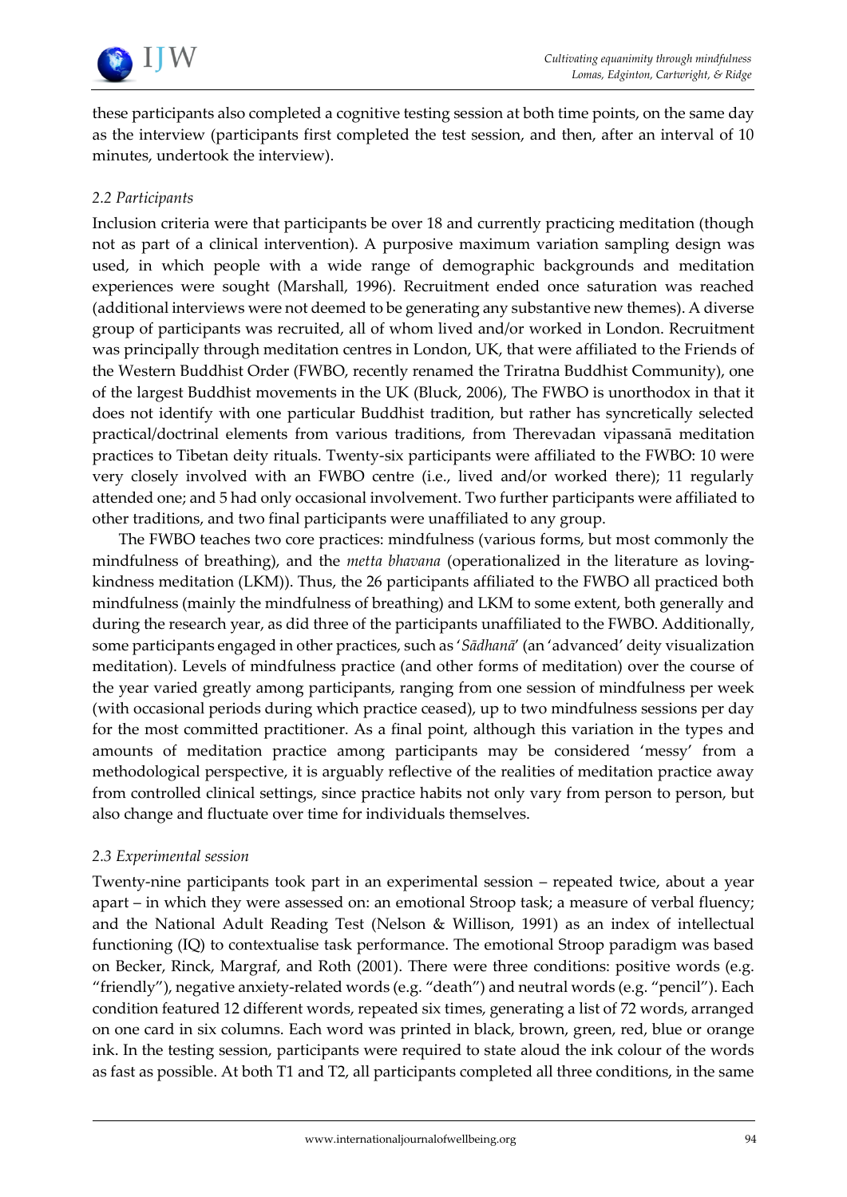these participants also completed a cognitive testing session at both time points, on the same day as the interview (participants first completed the test session, and then, after an interval of 10 minutes, undertook the interview).

### *2.2 Participants*

Inclusion criteria were that participants be over 18 and currently practicing meditation (though not as part of a clinical intervention). A purposive maximum variation sampling design was used, in which people with a wide range of demographic backgrounds and meditation experiences were sought (Marshall, 1996). Recruitment ended once saturation was reached (additional interviews were not deemed to be generating any substantive new themes). A diverse group of participants was recruited, all of whom lived and/or worked in London. Recruitment was principally through meditation centres in London, UK, that were affiliated to the Friends of the Western Buddhist Order (FWBO, recently renamed the Triratna Buddhist Community), one of the largest Buddhist movements in the UK (Bluck, 2006), The FWBO is unorthodox in that it does not identify with one particular Buddhist tradition, but rather has syncretically selected practical/doctrinal elements from various traditions, from Therevadan vipassanā meditation practices to Tibetan deity rituals. Twenty-six participants were affiliated to the FWBO: 10 were very closely involved with an FWBO centre (i.e., lived and/or worked there); 11 regularly attended one; and 5 had only occasional involvement. Two further participants were affiliated to other traditions, and two final participants were unaffiliated to any group.

The FWBO teaches two core practices: mindfulness (various forms, but most commonly the mindfulness of breathing), and the *metta bhavana* (operationalized in the literature as loving-kindness meditation (LKM)). Thus, the 26 participants affiliated to the FWBO all practiced both mindfulness (mainly the mindfulness of breathing) and LKM to some extent, both generally and during the research year, as did three of the participants unaffiliated to the FWBO. Additionally, some participants engaged in other practices, such as '*Sādhanā*' (an 'advanced' deity visualization meditation). Levels of mindfulness practice (and other forms of meditation) over the course of the year varied greatly among participants, ranging from one session of mindfulness per week (with occasional periods during which practice ceased), up to two mindfulness sessions per day for the most committed practitioner. As a final point, although this variation in the types and amounts of meditation practice among participants may be considered 'messy' from a methodological perspective, it is arguably reflective of the realities of meditation practice away from controlled clinical settings, since practice habits not only vary from person to person, but also change and fluctuate over time for individuals themselves.

### *2.3 Experimental session*

Twenty-nine participants took part in an experimental session – repeated twice, about a year apart – in which they were assessed on: an emotional Stroop task; a measure of verbal fluency; and the National Adult Reading Test (Nelson & Willison, 1991) as an index of intellectual functioning (IQ) to contextualise task performance. The emotional Stroop paradigm was based on Becker, Rinck, Margraf, and Roth (2001). There were three conditions: positive words (e.g. "friendly"), negative anxiety-related words (e.g. "death") and neutral words (e.g. "pencil"). Each condition featured 12 different words, repeated six times, generating a list of 72 words, arranged on one card in six columns. Each word was printed in black, brown, green, red, blue or orange ink. In the testing session, participants were required to state aloud the ink colour of the words as fast as possible. At both T1 and T2, all participants completed all three conditions, in the same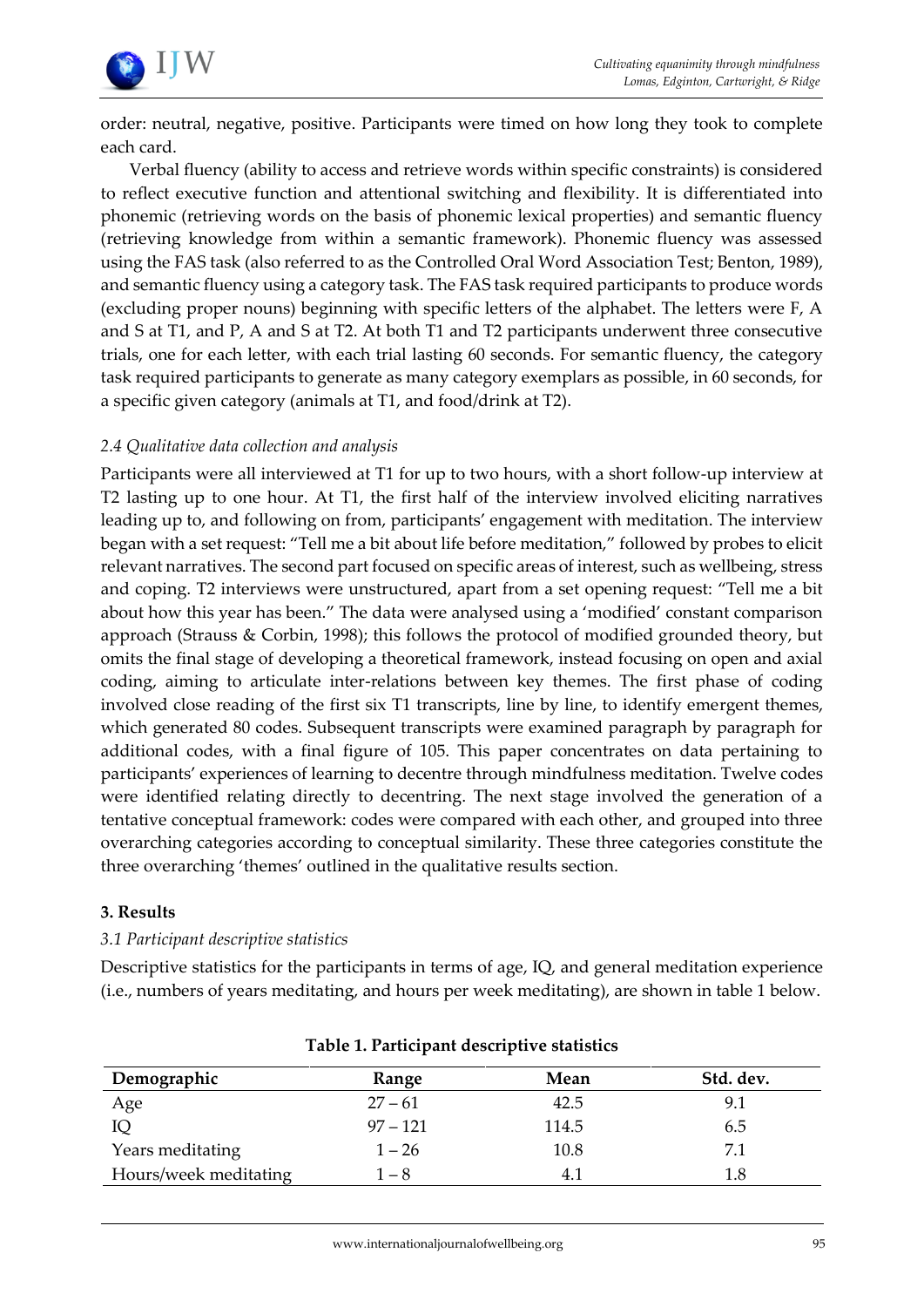order: neutral, negative, positive. Participants were timed on how long they took to complete each card.

Verbal fluency (ability to access and retrieve words within specific constraints) is considered to reflect executive function and attentional switching and flexibility. It is differentiated into phonemic (retrieving words on the basis of phonemic lexical properties) and semantic fluency (retrieving knowledge from within a semantic framework). Phonemic fluency was assessed using the FAS task (also referred to as the Controlled Oral Word Association Test; Benton, 1989), and semantic fluency using a category task. The FAS task required participants to produce words (excluding proper nouns) beginning with specific letters of the alphabet. The letters were F, A and S at T1, and P, A and S at T2. At both T1 and T2 participants underwent three consecutive trials, one for each letter, with each trial lasting 60 seconds. For semantic fluency, the category task required participants to generate as many category exemplars as possible, in 60 seconds, for a specific given category (animals at T1, and food/drink at T2).

### *2.4 Qualitative data collection and analysis*

Participants were all interviewed at T1 for up to two hours, with a short follow-up interview at T2 lasting up to one hour. At T1, the first half of the interview involved eliciting narratives leading up to, and following on from, participants' engagement with meditation. The interview began with a set request: "Tell me a bit about life before meditation," followed by probes to elicit relevant narratives. The second part focused on specific areas of interest, such as wellbeing, stress and coping. T2 interviews were unstructured, apart from a set opening request: "Tell me a bit about how this year has been." The data were analysed using a 'modified' constant comparison approach (Strauss & Corbin, 1998); this follows the protocol of modified grounded theory, but omits the final stage of developing a theoretical framework, instead focusing on open and axial coding, aiming to articulate inter-relations between key themes. The first phase of coding involved close reading of the first six T1 transcripts, line by line, to identify emergent themes, which generated 80 codes. Subsequent transcripts were examined paragraph by paragraph for additional codes, with a final figure of 105. This paper concentrates on data pertaining to participants' experiences of learning to decentre through mindfulness meditation. Twelve codes were identified relating directly to decentring. The next stage involved the generation of a tentative conceptual framework: codes were compared with each other, and grouped into three overarching categories according to conceptual similarity. These three categories constitute the three overarching 'themes' outlined in the qualitative results section.

## 3. Results

### *3.1 Participant descriptive statistics*

Descriptive statistics for the participants in terms of age, IQ, and general meditation experience (i.e., numbers of years meditating, and hours per week meditating), are shown in table 1 below.

**Table 1. Participant descriptive statistics**

| Demographic | Range | Mean | Std. dev. |
|---|---|---|---|
| Age | 27 – 61 | 42.5 | 9.1 |
| IQ | 97 – 121 | 114.5 | 6.5 |
| Years meditating | 1 – 26 | 10.8 | 7.1 |
| Hours/week meditating | 1 – 8 | 4.1 | 1.8 |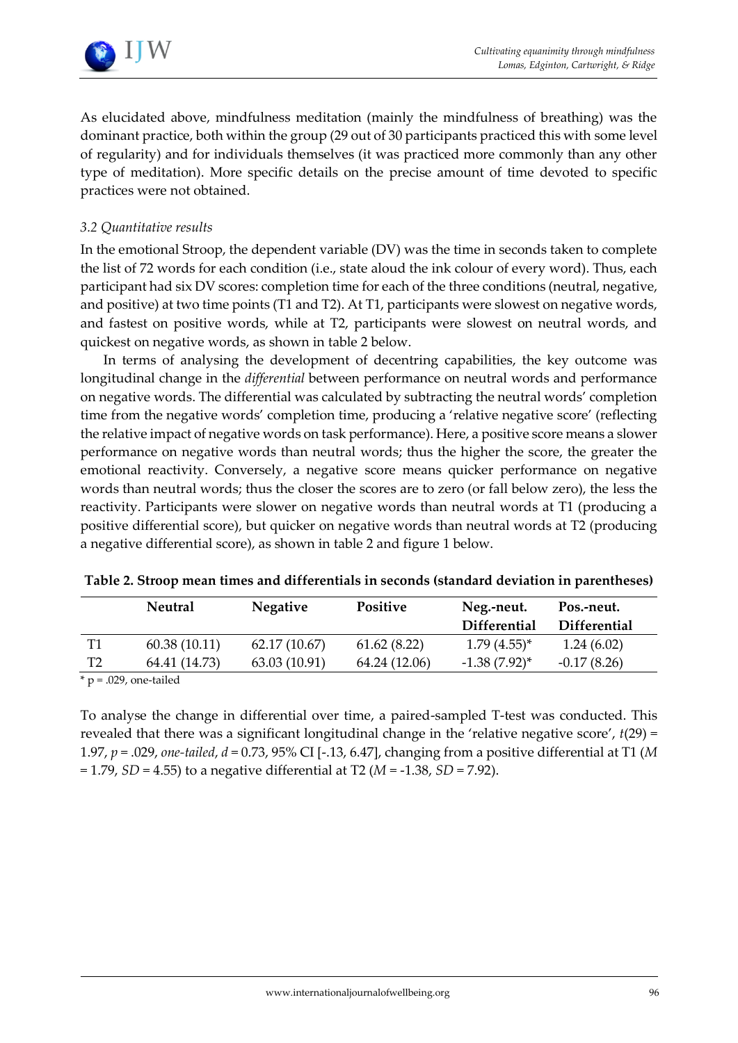As elucidated above, mindfulness meditation (mainly the mindfulness of breathing) was the dominant practice, both within the group (29 out of 30 participants practiced this with some level of regularity) and for individuals themselves (it was practiced more commonly than any other type of meditation). More specific details on the precise amount of time devoted to specific practices were not obtained.

### *3.2 Quantitative results*

In the emotional Stroop, the dependent variable (DV) was the time in seconds taken to complete the list of 72 words for each condition (i.e., state aloud the ink colour of every word). Thus, each participant had six DV scores: completion time for each of the three conditions (neutral, negative, and positive) at two time points (T1 and T2). At T1, participants were slowest on negative words, and fastest on positive words, while at T2, participants were slowest on neutral words, and quickest on negative words, as shown in table 2 below.

In terms of analysing the development of decentring capabilities, the key outcome was longitudinal change in the *differential* between performance on neutral words and performance on negative words. The differential was calculated by subtracting the neutral words' completion time from the negative words' completion time, producing a 'relative negative score' (reflecting the relative impact of negative words on task performance). Here, a positive score means a slower performance on negative words than neutral words; thus the higher the score, the greater the emotional reactivity. Conversely, a negative score means quicker performance on negative words than neutral words; thus the closer the scores are to zero (or fall below zero), the less the reactivity. Participants were slower on negative words than neutral words at T1 (producing a positive differential score), but quicker on negative words than neutral words at T2 (producing a negative differential score), as shown in table 2 and figure 1 below.

**Table 2. Stroop mean times and differentials in seconds (standard deviation in parentheses)**

| | Neutral | Negative | Positive | Neg.-neut. Differential | Pos.-neut. Differential |
|---|---|---|---|---|---|
| T1 | 60.38 (10.11) | 62.17 (10.67) | 61.62 (8.22) | 1.79 (4.55)* | 1.24 (6.02) |
| T2 | 64.41 (14.73) | 63.03 (10.91) | 64.24 (12.06) | -1.38 (7.92)* | -0.17 (8.26) |

\* p = .029, one-tailed

To analyse the change in differential over time, a paired-sampled T-test was conducted. This revealed that there was a significant longitudinal change in the 'relative negative score', $t(29) = 1.97$, $p = .029$, *one-tailed*, $d = 0.73$, 95% CI [-.13, 6.47], changing from a positive differential at T1 ($M = 1.79$, $SD = 4.55$) to a negative differential at T2 ($M = -1.38$, $SD = 7.92$).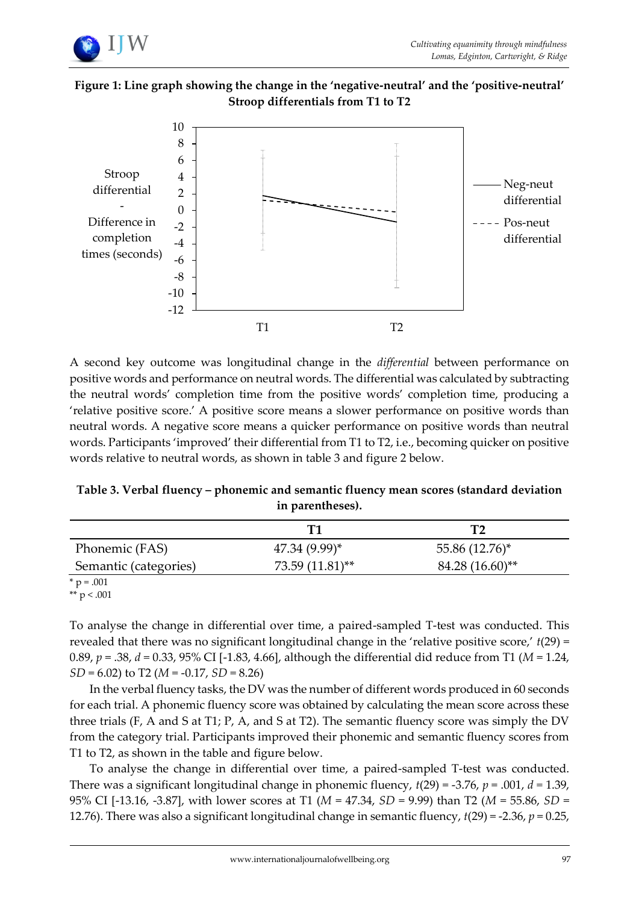**Figure 1: Line graph showing the change in the 'negative-neutral' and the 'positive-neutral' Stroop differentials from T1 to T2**

A second key outcome was longitudinal change in the *differential* between performance on positive words and performance on neutral words. The differential was calculated by subtracting the neutral words' completion time from the positive words' completion time, producing a 'relative positive score.' A positive score means a slower performance on positive words than neutral words. A negative score means a quicker performance on positive words than neutral words. Participants 'improved' their differential from T1 to T2, i.e., becoming quicker on positive words relative to neutral words, as shown in table 3 and figure 2 below.

**Table 3. Verbal fluency – phonemic and semantic fluency mean scores (standard deviation in parentheses).**

| | T1 | T2 |
|---|---|---|
| Phonemic (FAS) | 47.34 (9.99)* | 55.86 (12.76)* |
| Semantic (categories) | 73.59 (11.81)** | 84.28 (16.60)** |

\* p = .001
\*\* p < .001

To analyse the change in differential over time, a paired-sampled T-test was conducted. This revealed that there was no significant longitudinal change in the 'relative positive score,' $t(29) = 0.89$, $p = .38$, $d = 0.33$, 95% CI [-1.83, 4.66], although the differential did reduce from T1 ($M = 1.24$, $SD = 6.02$) to T2 ($M = -0.17$, $SD = 8.26$)

In the verbal fluency tasks, the DV was the number of different words produced in 60 seconds for each trial. A phonemic fluency score was obtained by calculating the mean score across these three trials (F, A and S at T1; P, A, and S at T2). The semantic fluency score was simply the DV from the category trial. Participants improved their phonemic and semantic fluency scores from T1 to T2, as shown in the table and figure below.

To analyse the change in differential over time, a paired-sampled T-test was conducted. There was a significant longitudinal change in phonemic fluency, $t(29) = -3.76$, $p = .001$, $d = 1.39$, 95% CI [-13.16, -3.87], with lower scores at T1 ($M = 47.34$, $SD = 9.99$) than T2 ($M = 55.86$, $SD = 12.76$). There was also a significant longitudinal change in semantic fluency, $t(29) = -2.36$, $p = 0.25$,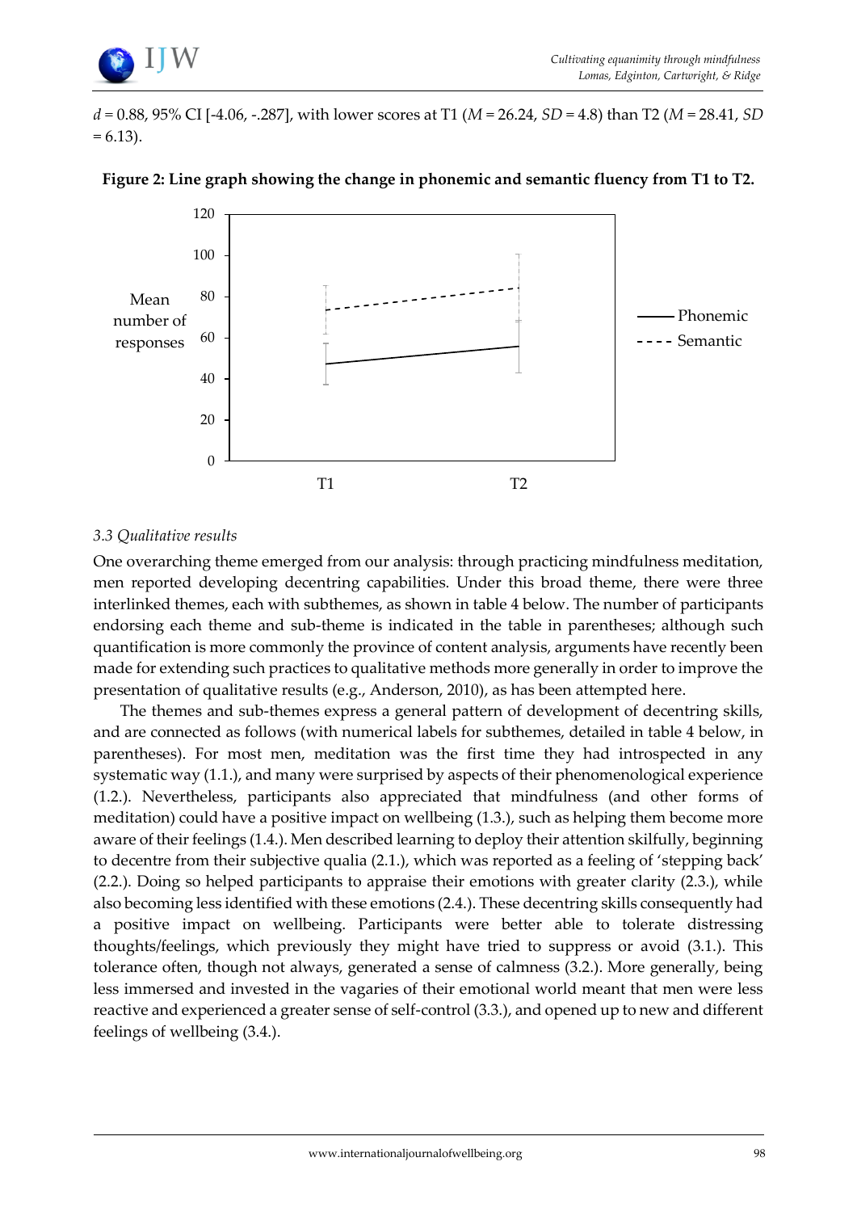$d$ = 0.88, 95% CI [-4.06, -.287], with lower scores at T1 ($M$ = 26.24, $SD$ = 4.8) than T2 ($M$ = 28.41, $SD$ = 6.13).

**Figure 2: Line graph showing the change in phonemic and semantic fluency from T1 to T2.**

### 3.3 Qualitative results

One overarching theme emerged from our analysis: through practicing mindfulness meditation, men reported developing decentring capabilities. Under this broad theme, there were three interlinked themes, each with subthemes, as shown in table 4 below. The number of participants endorsing each theme and sub-theme is indicated in the table in parentheses; although such quantification is more commonly the province of content analysis, arguments have recently been made for extending such practices to qualitative methods more generally in order to improve the presentation of qualitative results (e.g., Anderson, 2010), as has been attempted here.

The themes and sub-themes express a general pattern of development of decentring skills, and are connected as follows (with numerical labels for subthemes, detailed in table 4 below, in parentheses). For most men, meditation was the first time they had introspected in any systematic way (1.1.), and many were surprised by aspects of their phenomenological experience (1.2.). Nevertheless, participants also appreciated that mindfulness (and other forms of meditation) could have a positive impact on wellbeing (1.3.), such as helping them become more aware of their feelings (1.4.). Men described learning to deploy their attention skilfully, beginning to decentre from their subjective qualia (2.1.), which was reported as a feeling of 'stepping back' (2.2.). Doing so helped participants to appraise their emotions with greater clarity (2.3.), while also becoming less identified with these emotions (2.4.). These decentring skills consequently had a positive impact on wellbeing. Participants were better able to tolerate distressing thoughts/feelings, which previously they might have tried to suppress or avoid (3.1.). This tolerance often, though not always, generated a sense of calmness (3.2.). More generally, being less immersed and invested in the vagaries of their emotional world meant that men were less reactive and experienced a greater sense of self-control (3.3.), and opened up to new and different feelings of wellbeing (3.4.).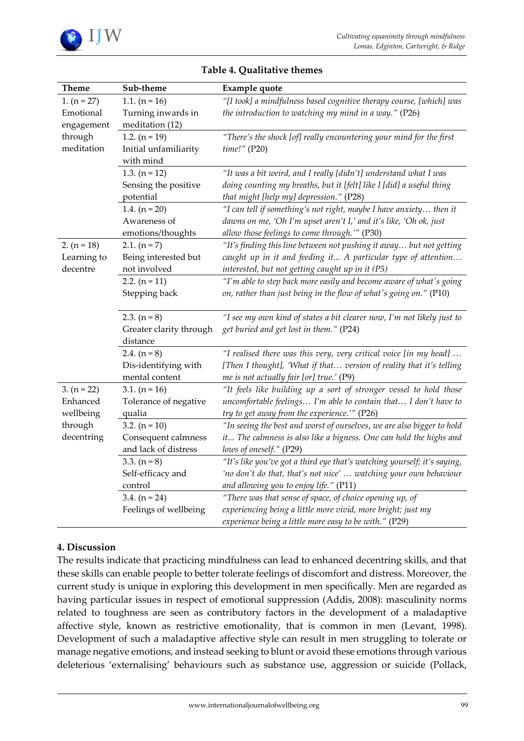**Table 4. Qualitative themes**

| Theme | Sub-theme | Example quote |
|---|---|---|
| 1. (n = 27) Emotional engagement through meditation | 1.1. (n = 16) Turning inwards in meditation (12) | *"[I took] a mindfulness based cognitive therapy course, [which] was the introduction to watching my mind in a way."* (P26) |
| | 1.2. (n = 19) Initial unfamiliarity with mind | *"There's the shock [of] really encountering your mind for the first time!"* (P20) |
| | 1.3. (n = 12) Sensing the positive potential | *"It was a bit weird, and I really [didn't] understand what I was doing counting my breaths, but it [felt] like I [did] a useful thing that might [help my] depression."* (P28) |
| | 1.4. (n = 20) Awareness of emotions/thoughts | *"I can tell if something's not right, maybe I have anxiety… then it dawns on me, 'Oh I'm upset aren't I,' and it's like, 'Oh ok, just allow those feelings to come through.'"* (P30) |
| 2. (n = 18) Learning to decentre | 2.1. (n = 7) Being interested but not involved | *"It's finding this line between not pushing it away… but not getting caught up in it and feeding it... A particular type of attention… interested, but not getting caught up in it (P5)* |
| | 2.2. (n = 11) Stepping back | *"I'm able to step back more easily and become aware of what's going on, rather than just being in the flow of what's going on."* (P10) |
| | 2.3. (n = 8) Greater clarity through distance | *"I see my own kind of states a bit clearer now, I'm not likely just to get buried and get lost in them."* (P24) |
| | 2.4. (n = 8) Dis-identifying with mental content | *"I realised there was this very, very critical voice [in my head] … [Then I thought], 'What if that… version of reality that it's telling me is not actually fair [or] true.'* (P9) |
| 3. (n = 22) Enhanced wellbeing through decentring | 3.1. (n = 16) Tolerance of negative qualia | *"It feels like building up a sort of stronger vessel to hold those uncomfortable feelings… I'm able to contain that… I don't have to try to get away from the experience.'"* (P26) |
| | 3.2. (n = 10) Consequent calmness and lack of distress | *"In seeing the best and worst of ourselves, we are also bigger to hold it... The calmness is also like a bigness. One can hold the highs and lows of oneself."* (P29) |
| | 3.3. (n = 8) Self-efficacy and control | *"It's like you've got a third eye that's watching yourself; it's saying, 'no don't do that, that's not nice' … watching your own behaviour and allowing you to enjoy life."* (P11) |
| | 3.4. (n = 24) Feelings of wellbeing | *"There was that sense of space, of choice opening up, of experiencing being a little more vivid, more bright; just my experience being a little more easy to be with."* (P29) |

## 4. Discussion

The results indicate that practicing mindfulness can lead to enhanced decentring skills, and that these skills can enable people to better tolerate feelings of discomfort and distress. Moreover, the current study is unique in exploring this development in men specifically. Men are regarded as having particular issues in respect of emotional suppression (Addis, 2008): masculinity norms related to toughness are seen as contributory factors in the development of a maladaptive affective style, known as restrictive emotionality, that is common in men (Levant, 1998). Development of such a maladaptive affective style can result in men struggling to tolerate or manage negative emotions, and instead seeking to blunt or avoid these emotions through various deleterious 'externalising' behaviours such as substance use, aggression or suicide (Pollack,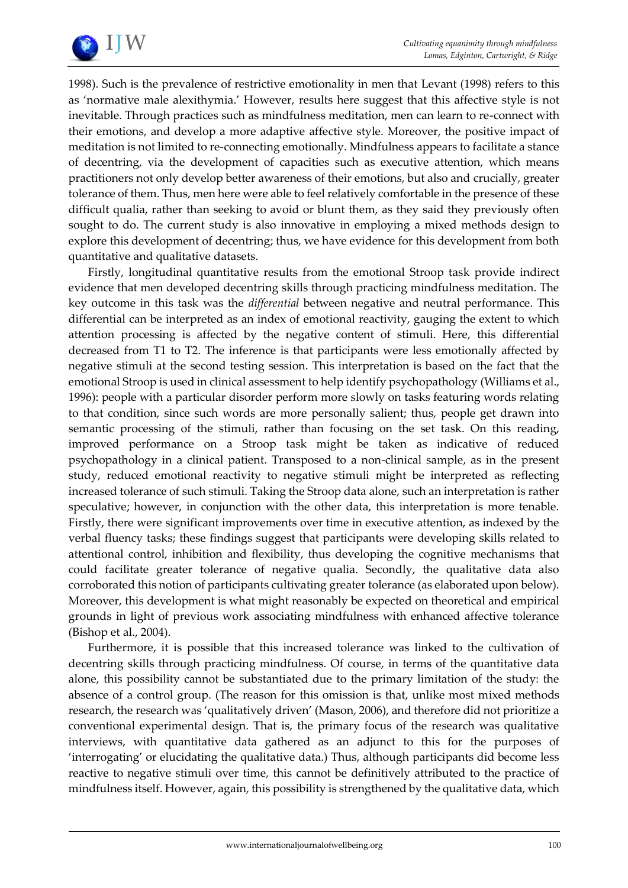1998). Such is the prevalence of restrictive emotionality in men that Levant (1998) refers to this as 'normative male alexithymia.' However, results here suggest that this affective style is not inevitable. Through practices such as mindfulness meditation, men can learn to re-connect with their emotions, and develop a more adaptive affective style. Moreover, the positive impact of meditation is not limited to re-connecting emotionally. Mindfulness appears to facilitate a stance of decentring, via the development of capacities such as executive attention, which means practitioners not only develop better awareness of their emotions, but also and crucially, greater tolerance of them. Thus, men here were able to feel relatively comfortable in the presence of these difficult qualia, rather than seeking to avoid or blunt them, as they said they previously often sought to do. The current study is also innovative in employing a mixed methods design to explore this development of decentring; thus, we have evidence for this development from both quantitative and qualitative datasets.

Firstly, longitudinal quantitative results from the emotional Stroop task provide indirect evidence that men developed decentring skills through practicing mindfulness meditation. The key outcome in this task was the *differential* between negative and neutral performance. This differential can be interpreted as an index of emotional reactivity, gauging the extent to which attention processing is affected by the negative content of stimuli. Here, this differential decreased from T1 to T2. The inference is that participants were less emotionally affected by negative stimuli at the second testing session. This interpretation is based on the fact that the emotional Stroop is used in clinical assessment to help identify psychopathology (Williams et al., 1996): people with a particular disorder perform more slowly on tasks featuring words relating to that condition, since such words are more personally salient; thus, people get drawn into semantic processing of the stimuli, rather than focusing on the set task. On this reading, improved performance on a Stroop task might be taken as indicative of reduced psychopathology in a clinical patient. Transposed to a non-clinical sample, as in the present study, reduced emotional reactivity to negative stimuli might be interpreted as reflecting increased tolerance of such stimuli. Taking the Stroop data alone, such an interpretation is rather speculative; however, in conjunction with the other data, this interpretation is more tenable. Firstly, there were significant improvements over time in executive attention, as indexed by the verbal fluency tasks; these findings suggest that participants were developing skills related to attentional control, inhibition and flexibility, thus developing the cognitive mechanisms that could facilitate greater tolerance of negative qualia. Secondly, the qualitative data also corroborated this notion of participants cultivating greater tolerance (as elaborated upon below). Moreover, this development is what might reasonably be expected on theoretical and empirical grounds in light of previous work associating mindfulness with enhanced affective tolerance (Bishop et al., 2004).

Furthermore, it is possible that this increased tolerance was linked to the cultivation of decentring skills through practicing mindfulness. Of course, in terms of the quantitative data alone, this possibility cannot be substantiated due to the primary limitation of the study: the absence of a control group. (The reason for this omission is that, unlike most mixed methods research, the research was 'qualitatively driven' (Mason, 2006), and therefore did not prioritize a conventional experimental design. That is, the primary focus of the research was qualitative interviews, with quantitative data gathered as an adjunct to this for the purposes of 'interrogating' or elucidating the qualitative data.) Thus, although participants did become less reactive to negative stimuli over time, this cannot be definitively attributed to the practice of mindfulness itself. However, again, this possibility is strengthened by the qualitative data, which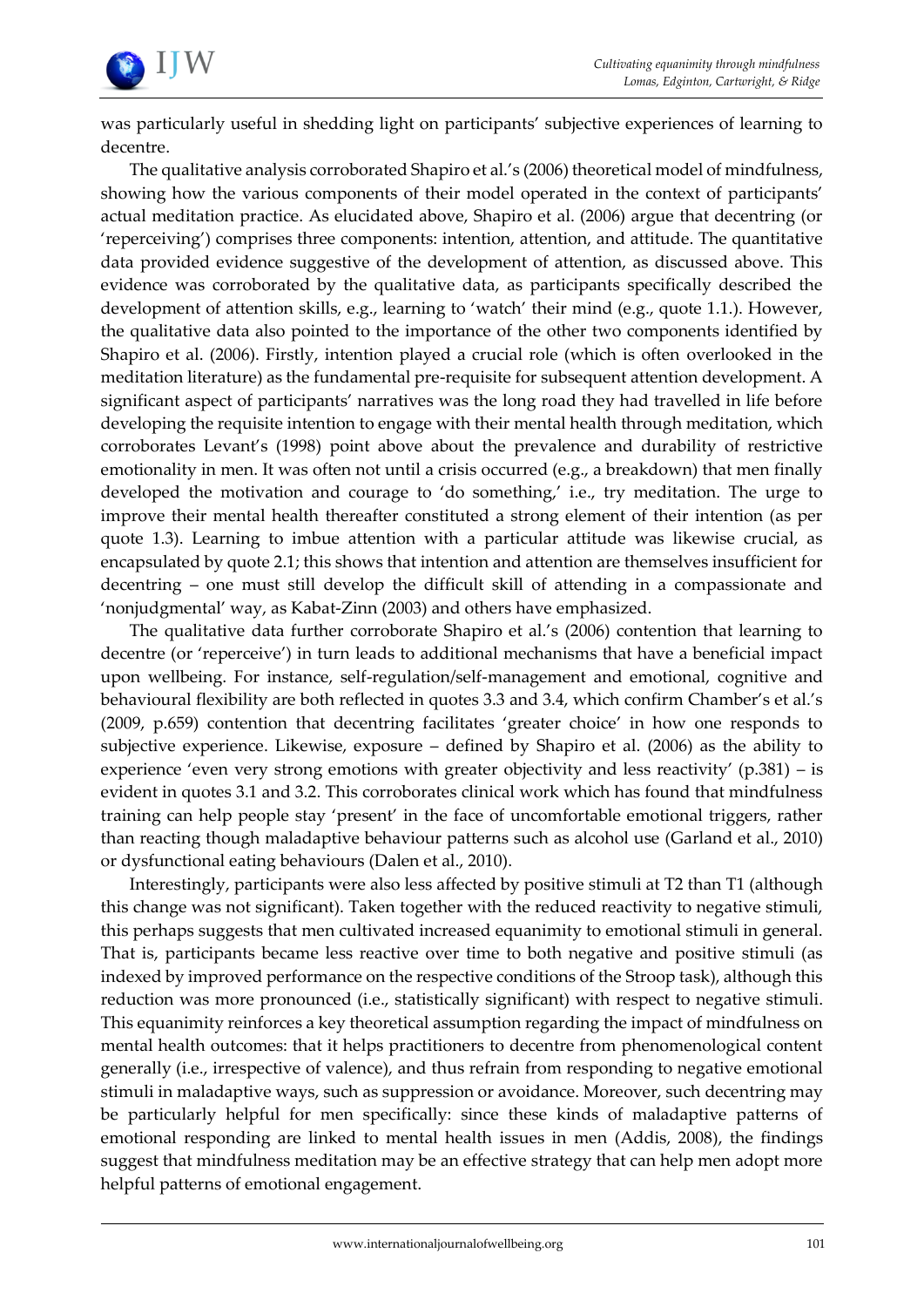was particularly useful in shedding light on participants' subjective experiences of learning to decentre.

The qualitative analysis corroborated Shapiro et al.'s (2006) theoretical model of mindfulness, showing how the various components of their model operated in the context of participants' actual meditation practice. As elucidated above, Shapiro et al. (2006) argue that decentring (or 'reperceiving') comprises three components: intention, attention, and attitude. The quantitative data provided evidence suggestive of the development of attention, as discussed above. This evidence was corroborated by the qualitative data, as participants specifically described the development of attention skills, e.g., learning to 'watch' their mind (e.g., quote 1.1.). However, the qualitative data also pointed to the importance of the other two components identified by Shapiro et al. (2006). Firstly, intention played a crucial role (which is often overlooked in the meditation literature) as the fundamental pre-requisite for subsequent attention development. A significant aspect of participants' narratives was the long road they had travelled in life before developing the requisite intention to engage with their mental health through meditation, which corroborates Levant's (1998) point above about the prevalence and durability of restrictive emotionality in men. It was often not until a crisis occurred (e.g., a breakdown) that men finally developed the motivation and courage to 'do something,' i.e., try meditation. The urge to improve their mental health thereafter constituted a strong element of their intention (as per quote 1.3). Learning to imbue attention with a particular attitude was likewise crucial, as encapsulated by quote 2.1; this shows that intention and attention are themselves insufficient for decentring – one must still develop the difficult skill of attending in a compassionate and 'nonjudgmental' way, as Kabat-Zinn (2003) and others have emphasized.

The qualitative data further corroborate Shapiro et al.'s (2006) contention that learning to decentre (or 'reperceive') in turn leads to additional mechanisms that have a beneficial impact upon wellbeing. For instance, self-regulation/self-management and emotional, cognitive and behavioural flexibility are both reflected in quotes 3.3 and 3.4, which confirm Chamber's et al.'s (2009, p.659) contention that decentring facilitates 'greater choice' in how one responds to subjective experience. Likewise, exposure – defined by Shapiro et al. (2006) as the ability to experience 'even very strong emotions with greater objectivity and less reactivity' (p.381) – is evident in quotes 3.1 and 3.2. This corroborates clinical work which has found that mindfulness training can help people stay 'present' in the face of uncomfortable emotional triggers, rather than reacting though maladaptive behaviour patterns such as alcohol use (Garland et al., 2010) or dysfunctional eating behaviours (Dalen et al., 2010).

Interestingly, participants were also less affected by positive stimuli at T2 than T1 (although this change was not significant). Taken together with the reduced reactivity to negative stimuli, this perhaps suggests that men cultivated increased equanimity to emotional stimuli in general. That is, participants became less reactive over time to both negative and positive stimuli (as indexed by improved performance on the respective conditions of the Stroop task), although this reduction was more pronounced (i.e., statistically significant) with respect to negative stimuli. This equanimity reinforces a key theoretical assumption regarding the impact of mindfulness on mental health outcomes: that it helps practitioners to decentre from phenomenological content generally (i.e., irrespective of valence), and thus refrain from responding to negative emotional stimuli in maladaptive ways, such as suppression or avoidance. Moreover, such decentring may be particularly helpful for men specifically: since these kinds of maladaptive patterns of emotional responding are linked to mental health issues in men (Addis, 2008), the findings suggest that mindfulness meditation may be an effective strategy that can help men adopt more helpful patterns of emotional engagement.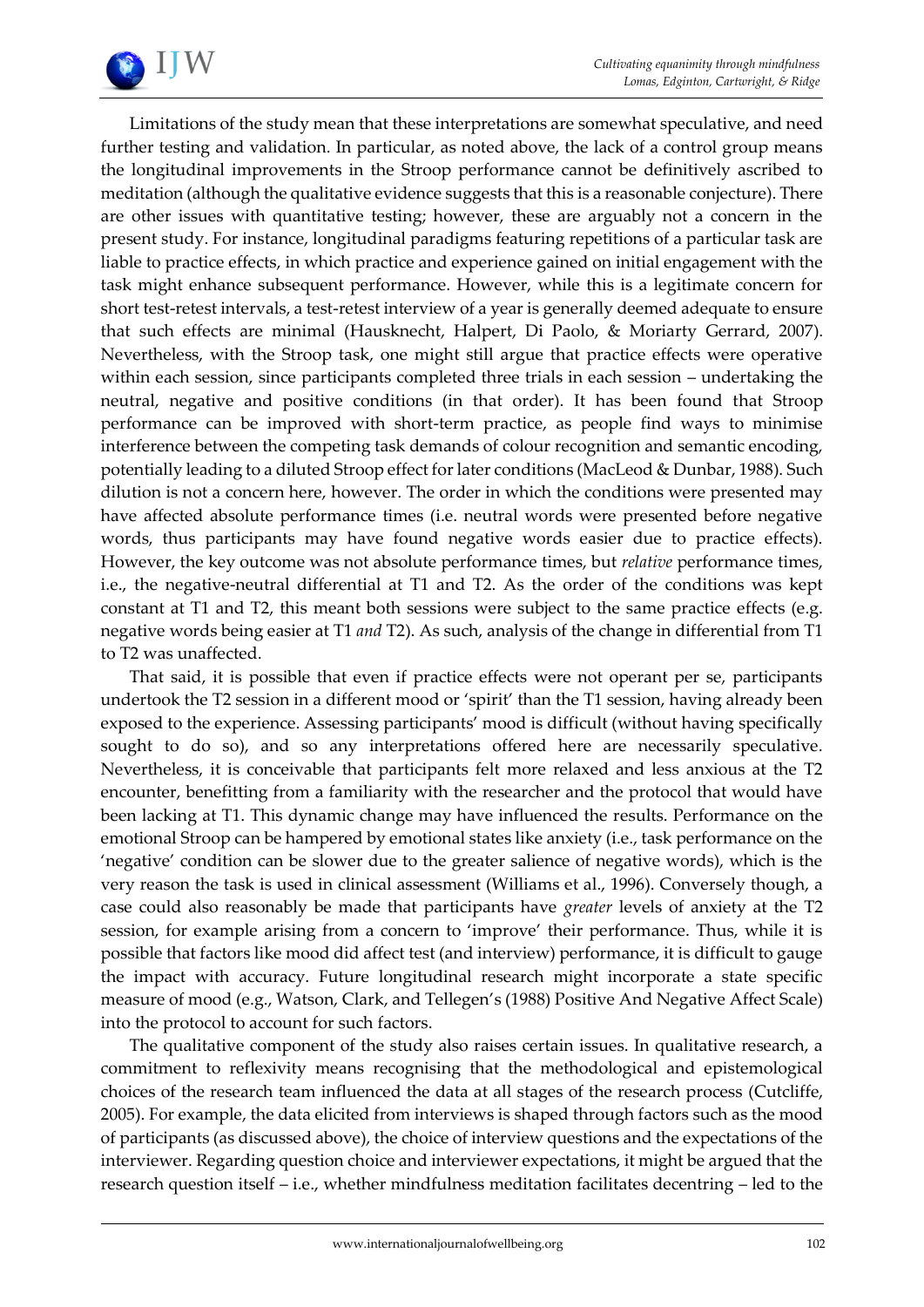Limitations of the study mean that these interpretations are somewhat speculative, and need further testing and validation. In particular, as noted above, the lack of a control group means the longitudinal improvements in the Stroop performance cannot be definitively ascribed to meditation (although the qualitative evidence suggests that this is a reasonable conjecture). There are other issues with quantitative testing; however, these are arguably not a concern in the present study. For instance, longitudinal paradigms featuring repetitions of a particular task are liable to practice effects, in which practice and experience gained on initial engagement with the task might enhance subsequent performance. However, while this is a legitimate concern for short test-retest intervals, a test-retest interview of a year is generally deemed adequate to ensure that such effects are minimal (Hausknecht, Halpert, Di Paolo, & Moriarty Gerrard, 2007). Nevertheless, with the Stroop task, one might still argue that practice effects were operative within each session, since participants completed three trials in each session – undertaking the neutral, negative and positive conditions (in that order). It has been found that Stroop performance can be improved with short-term practice, as people find ways to minimise interference between the competing task demands of colour recognition and semantic encoding, potentially leading to a diluted Stroop effect for later conditions (MacLeod & Dunbar, 1988). Such dilution is not a concern here, however. The order in which the conditions were presented may have affected absolute performance times (i.e. neutral words were presented before negative words, thus participants may have found negative words easier due to practice effects). However, the key outcome was not absolute performance times, but *relative* performance times, i.e., the negative-neutral differential at T1 and T2. As the order of the conditions was kept constant at T1 and T2, this meant both sessions were subject to the same practice effects (e.g. negative words being easier at T1 *and* T2). As such, analysis of the change in differential from T1 to T2 was unaffected.

That said, it is possible that even if practice effects were not operant per se, participants undertook the T2 session in a different mood or 'spirit' than the T1 session, having already been exposed to the experience. Assessing participants' mood is difficult (without having specifically sought to do so), and so any interpretations offered here are necessarily speculative. Nevertheless, it is conceivable that participants felt more relaxed and less anxious at the T2 encounter, benefitting from a familiarity with the researcher and the protocol that would have been lacking at T1. This dynamic change may have influenced the results. Performance on the emotional Stroop can be hampered by emotional states like anxiety (i.e., task performance on the 'negative' condition can be slower due to the greater salience of negative words), which is the very reason the task is used in clinical assessment (Williams et al., 1996). Conversely though, a case could also reasonably be made that participants have *greater* levels of anxiety at the T2 session, for example arising from a concern to 'improve' their performance. Thus, while it is possible that factors like mood did affect test (and interview) performance, it is difficult to gauge the impact with accuracy. Future longitudinal research might incorporate a state specific measure of mood (e.g., Watson, Clark, and Tellegen's (1988) Positive And Negative Affect Scale) into the protocol to account for such factors.

The qualitative component of the study also raises certain issues. In qualitative research, a commitment to reflexivity means recognising that the methodological and epistemological choices of the research team influenced the data at all stages of the research process (Cutcliffe, 2005). For example, the data elicited from interviews is shaped through factors such as the mood of participants (as discussed above), the choice of interview questions and the expectations of the interviewer. Regarding question choice and interviewer expectations, it might be argued that the research question itself – i.e., whether mindfulness meditation facilitates decentring – led to the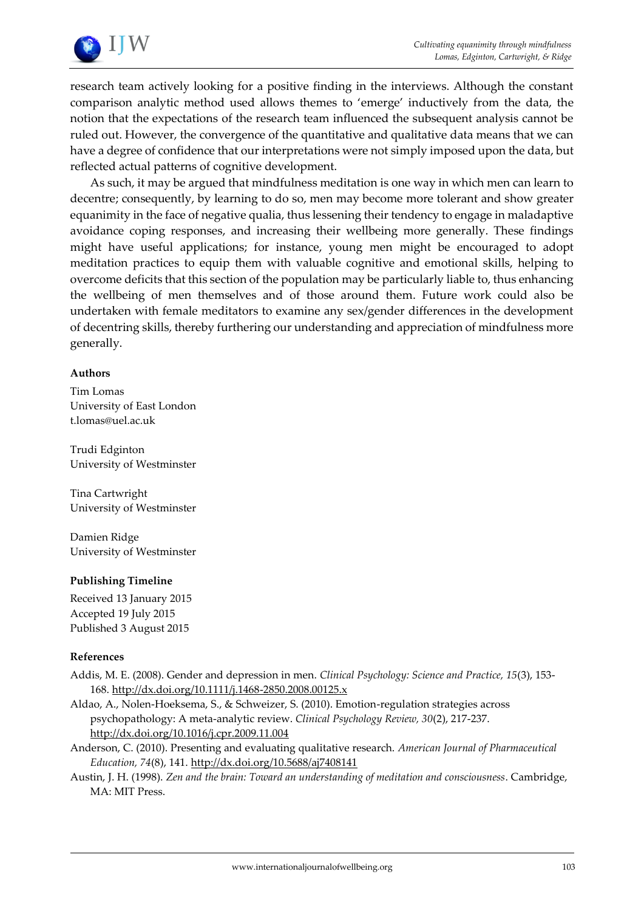research team actively looking for a positive finding in the interviews. Although the constant comparison analytic method used allows themes to 'emerge' inductively from the data, the notion that the expectations of the research team influenced the subsequent analysis cannot be ruled out. However, the convergence of the quantitative and qualitative data means that we can have a degree of confidence that our interpretations were not simply imposed upon the data, but reflected actual patterns of cognitive development.

As such, it may be argued that mindfulness meditation is one way in which men can learn to decentre; consequently, by learning to do so, men may become more tolerant and show greater equanimity in the face of negative qualia, thus lessening their tendency to engage in maladaptive avoidance coping responses, and increasing their wellbeing more generally. These findings might have useful applications; for instance, young men might be encouraged to adopt meditation practices to equip them with valuable cognitive and emotional skills, helping to overcome deficits that this section of the population may be particularly liable to, thus enhancing the wellbeing of men themselves and of those around them. Future work could also be undertaken with female meditators to examine any sex/gender differences in the development of decentring skills, thereby furthering our understanding and appreciation of mindfulness more generally.

### Authors

Tim Lomas
University of East London
t.lomas@uel.ac.uk

Trudi Edginton
University of Westminster

Tina Cartwright
University of Westminster

Damien Ridge
University of Westminster

### Publishing Timeline

Received 13 January 2015
Accepted 19 July 2015
Published 3 August 2015

### References

Addis, M. E. (2008). Gender and depression in men. *Clinical Psychology: Science and Practice, 15*(3), 153-168. http://dx.doi.org/10.1111/j.1468-2850.2008.00125.x

Aldao, A., Nolen-Hoeksema, S., & Schweizer, S. (2010). Emotion-regulation strategies across psychopathology: A meta-analytic review. *Clinical Psychology Review, 30*(2), 217-237. http://dx.doi.org/10.1016/j.cpr.2009.11.004

Anderson, C. (2010). Presenting and evaluating qualitative research. *American Journal of Pharmaceutical Education, 74*(8), 141. http://dx.doi.org/10.5688/aj7408141

Austin, J. H. (1998). *Zen and the brain: Toward an understanding of meditation and consciousness*. Cambridge, MA: MIT Press.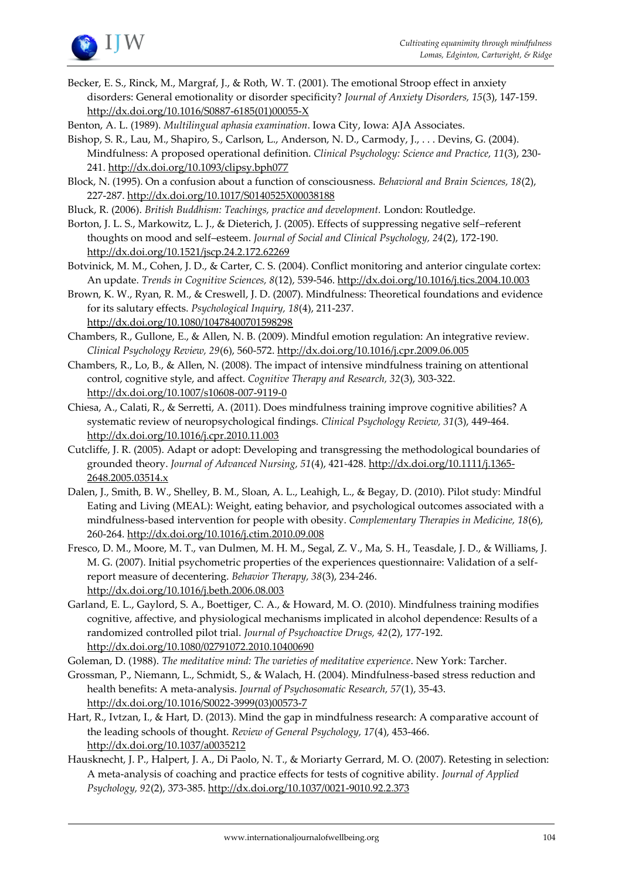Becker, E. S., Rinck, M., Margraf, J., & Roth, W. T. (2001). The emotional Stroop effect in anxiety disorders: General emotionality or disorder specificity? *Journal of Anxiety Disorders, 15*(3), 147-159. http://dx.doi.org/10.1016/S0887-6185(01)00055-X

Benton, A. L. (1989). *Multilingual aphasia examination*. Iowa City, Iowa: AJA Associates.

Bishop, S. R., Lau, M., Shapiro, S., Carlson, L., Anderson, N. D., Carmody, J., . . . Devins, G. (2004). Mindfulness: A proposed operational definition. *Clinical Psychology: Science and Practice, 11*(3), 230-241. http://dx.doi.org/10.1093/clipsy.bph077

Block, N. (1995). On a confusion about a function of consciousness. *Behavioral and Brain Sciences, 18*(2), 227-287. http://dx.doi.org/10.1017/S0140525X00038188

Bluck, R. (2006). *British Buddhism: Teachings, practice and development.* London: Routledge.

Borton, J. L. S., Markowitz, L. J., & Dieterich, J. (2005). Effects of suppressing negative self–referent thoughts on mood and self–esteem. *Journal of Social and Clinical Psychology, 24*(2), 172-190. http://dx.doi.org/10.1521/jscp.24.2.172.62269

Botvinick, M. M., Cohen, J. D., & Carter, C. S. (2004). Conflict monitoring and anterior cingulate cortex: An update. *Trends in Cognitive Sciences, 8*(12), 539-546. http://dx.doi.org/10.1016/j.tics.2004.10.003

Brown, K. W., Ryan, R. M., & Creswell, J. D. (2007). Mindfulness: Theoretical foundations and evidence for its salutary effects. *Psychological Inquiry, 18*(4), 211-237. http://dx.doi.org/10.1080/10478400701598298

Chambers, R., Gullone, E., & Allen, N. B. (2009). Mindful emotion regulation: An integrative review. *Clinical Psychology Review, 29*(6), 560-572. http://dx.doi.org/10.1016/j.cpr.2009.06.005

Chambers, R., Lo, B., & Allen, N. (2008). The impact of intensive mindfulness training on attentional control, cognitive style, and affect. *Cognitive Therapy and Research, 32*(3), 303-322. http://dx.doi.org/10.1007/s10608-007-9119-0

Chiesa, A., Calati, R., & Serretti, A. (2011). Does mindfulness training improve cognitive abilities? A systematic review of neuropsychological findings. *Clinical Psychology Review, 31*(3), 449-464. http://dx.doi.org/10.1016/j.cpr.2010.11.003

Cutcliffe, J. R. (2005). Adapt or adopt: Developing and transgressing the methodological boundaries of grounded theory. *Journal of Advanced Nursing, 51*(4), 421-428. http://dx.doi.org/10.1111/j.1365-2648.2005.03514.x

Dalen, J., Smith, B. W., Shelley, B. M., Sloan, A. L., Leahigh, L., & Begay, D. (2010). Pilot study: Mindful Eating and Living (MEAL): Weight, eating behavior, and psychological outcomes associated with a mindfulness-based intervention for people with obesity. *Complementary Therapies in Medicine, 18*(6), 260-264. http://dx.doi.org/10.1016/j.ctim.2010.09.008

Fresco, D. M., Moore, M. T., van Dulmen, M. H. M., Segal, Z. V., Ma, S. H., Teasdale, J. D., & Williams, J. M. G. (2007). Initial psychometric properties of the experiences questionnaire: Validation of a self-report measure of decentering. *Behavior Therapy, 38*(3), 234-246. http://dx.doi.org/10.1016/j.beth.2006.08.003

Garland, E. L., Gaylord, S. A., Boettiger, C. A., & Howard, M. O. (2010). Mindfulness training modifies cognitive, affective, and physiological mechanisms implicated in alcohol dependence: Results of a randomized controlled pilot trial. *Journal of Psychoactive Drugs, 42*(2), 177-192. http://dx.doi.org/10.1080/02791072.2010.10400690

Goleman, D. (1988). *The meditative mind: The varieties of meditative experience*. New York: Tarcher.

Grossman, P., Niemann, L., Schmidt, S., & Walach, H. (2004). Mindfulness-based stress reduction and health benefits: A meta-analysis. *Journal of Psychosomatic Research, 57*(1), 35-43. http://dx.doi.org/10.1016/S0022-3999(03)00573-7

Hart, R., Ivtzan, I., & Hart, D. (2013). Mind the gap in mindfulness research: A comparative account of the leading schools of thought. *Review of General Psychology, 17*(4), 453-466. http://dx.doi.org/10.1037/a0035212

Hausknecht, J. P., Halpert, J. A., Di Paolo, N. T., & Moriarty Gerrard, M. O. (2007). Retesting in selection: A meta-analysis of coaching and practice effects for tests of cognitive ability. *Journal of Applied Psychology, 92*(2), 373-385. http://dx.doi.org/10.1037/0021-9010.92.2.373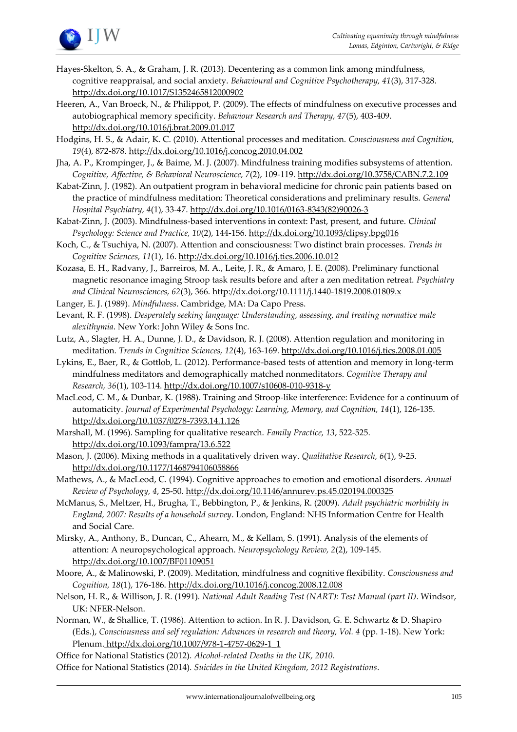Hayes-Skelton, S. A., & Graham, J. R. (2013). Decentering as a common link among mindfulness, cognitive reappraisal, and social anxiety. *Behavioural and Cognitive Psychotherapy, 41*(3), 317-328. http://dx.doi.org/10.1017/S1352465812000902

Heeren, A., Van Broeck, N., & Philippot, P. (2009). The effects of mindfulness on executive processes and autobiographical memory specificity. *Behaviour Research and Therapy, 47*(5), 403-409. http://dx.doi.org/10.1016/j.brat.2009.01.017

Hodgins, H. S., & Adair, K. C. (2010). Attentional processes and meditation. *Consciousness and Cognition, 19*(4), 872-878. http://dx.doi.org/10.1016/j.concog.2010.04.002

Jha, A. P., Krompinger, J., & Baime, M. J. (2007). Mindfulness training modifies subsystems of attention. *Cognitive, Affective, & Behavioral Neuroscience, 7*(2), 109-119. http://dx.doi.org/10.3758/CABN.7.2.109

Kabat-Zinn, J. (1982). An outpatient program in behavioral medicine for chronic pain patients based on the practice of mindfulness meditation: Theoretical considerations and preliminary results. *General Hospital Psychiatry, 4*(1), 33-47. http://dx.doi.org/10.1016/0163-8343(82)90026-3

Kabat-Zinn, J. (2003). Mindfulness-based interventions in context: Past, present, and future. *Clinical Psychology: Science and Practice, 10*(2), 144-156. http://dx.doi.org/10.1093/clipsy.bpg016

Koch, C., & Tsuchiya, N. (2007). Attention and consciousness: Two distinct brain processes. *Trends in Cognitive Sciences, 11*(1), 16. http://dx.doi.org/10.1016/j.tics.2006.10.012

Kozasa, E. H., Radvany, J., Barreiros, M. A., Leite, J. R., & Amaro, J. E. (2008). Preliminary functional magnetic resonance imaging Stroop task results before and after a zen meditation retreat. *Psychiatry and Clinical Neurosciences, 62*(3), 366. http://dx.doi.org/10.1111/j.1440-1819.2008.01809.x

Langer, E. J. (1989). *Mindfulness*. Cambridge, MA: Da Capo Press.

Levant, R. F. (1998). *Desperately seeking language: Understanding, assessing, and treating normative male alexithymia*. New York: John Wiley & Sons Inc.

Lutz, A., Slagter, H. A., Dunne, J. D., & Davidson, R. J. (2008). Attention regulation and monitoring in meditation. *Trends in Cognitive Sciences, 12*(4), 163-169. http://dx.doi.org/10.1016/j.tics.2008.01.005

Lykins, E., Baer, R., & Gottlob, L. (2012). Performance-based tests of attention and memory in long-term mindfulness meditators and demographically matched nonmeditators. *Cognitive Therapy and Research, 36*(1), 103-114. http://dx.doi.org/10.1007/s10608-010-9318-y

MacLeod, C. M., & Dunbar, K. (1988). Training and Stroop-like interference: Evidence for a continuum of automaticity. *Journal of Experimental Psychology: Learning, Memory, and Cognition, 14*(1), 126-135. http://dx.doi.org/10.1037/0278-7393.14.1.126

Marshall, M. (1996). Sampling for qualitative research. *Family Practice, 13*, 522-525. http://dx.doi.org/10.1093/fampra/13.6.522

Mason, J. (2006). Mixing methods in a qualitatively driven way. *Qualitative Research, 6*(1), 9-25. http://dx.doi.org/10.1177/1468794106058866

Mathews, A., & MacLeod, C. (1994). Cognitive approaches to emotion and emotional disorders. *Annual Review of Psychology, 4*, 25-50. http://dx.doi.org/10.1146/annurev.ps.45.020194.000325

McManus, S., Meltzer, H., Brugha, T., Bebbington, P., & Jenkins, R. (2009). *Adult psychiatric morbidity in England, 2007: Results of a household survey*. London, England: NHS Information Centre for Health and Social Care.

Mirsky, A., Anthony, B., Duncan, C., Ahearn, M., & Kellam, S. (1991). Analysis of the elements of attention: A neuropsychological approach. *Neuropsychology Review, 2*(2), 109-145. http://dx.doi.org/10.1007/BF01109051

Moore, A., & Malinowski, P. (2009). Meditation, mindfulness and cognitive flexibility. *Consciousness and Cognition, 18*(1), 176-186. http://dx.doi.org/10.1016/j.concog.2008.12.008

Nelson, H. R., & Willison, J. R. (1991). *National Adult Reading Test (NART): Test Manual (part II)*. Windsor, UK: NFER-Nelson.

Norman, W., & Shallice, T. (1986). Attention to action. In R. J. Davidson, G. E. Schwartz & D. Shapiro (Eds.), *Consciousness and self regulation: Advances in research and theory, Vol. 4* (pp. 1-18). New York: Plenum. http://dx.doi.org/10.1007/978-1-4757-0629-1_1

Office for National Statistics (2012). *Alcohol-related Deaths in the UK, 2010*.

Office for National Statistics (2014). *Suicides in the United Kingdom, 2012 Registrations*.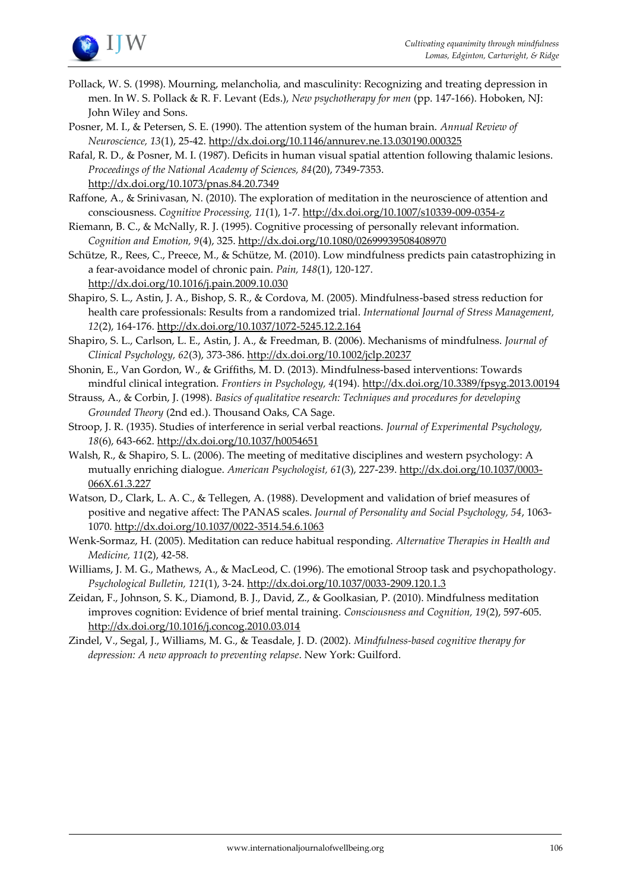Pollack, W. S. (1998). Mourning, melancholia, and masculinity: Recognizing and treating depression in men. In W. S. Pollack & R. F. Levant (Eds.), *New psychotherapy for men* (pp. 147-166). Hoboken, NJ: John Wiley and Sons.

Posner, M. I., & Petersen, S. E. (1990). The attention system of the human brain. *Annual Review of Neuroscience, 13*(1), 25-42. http://dx.doi.org/10.1146/annurev.ne.13.030190.000325

Rafal, R. D., & Posner, M. I. (1987). Deficits in human visual spatial attention following thalamic lesions. *Proceedings of the National Academy of Sciences, 84*(20), 7349-7353. http://dx.doi.org/10.1073/pnas.84.20.7349

Raffone, A., & Srinivasan, N. (2010). The exploration of meditation in the neuroscience of attention and consciousness. *Cognitive Processing, 11*(1), 1-7. http://dx.doi.org/10.1007/s10339-009-0354-z

Riemann, B. C., & McNally, R. J. (1995). Cognitive processing of personally relevant information. *Cognition and Emotion, 9*(4), 325. http://dx.doi.org/10.1080/02699939508408970

Schütze, R., Rees, C., Preece, M., & Schütze, M. (2010). Low mindfulness predicts pain catastrophizing in a fear-avoidance model of chronic pain. *Pain, 148*(1), 120-127. http://dx.doi.org/10.1016/j.pain.2009.10.030

Shapiro, S. L., Astin, J. A., Bishop, S. R., & Cordova, M. (2005). Mindfulness-based stress reduction for health care professionals: Results from a randomized trial. *International Journal of Stress Management, 12*(2), 164-176. http://dx.doi.org/10.1037/1072-5245.12.2.164

Shapiro, S. L., Carlson, L. E., Astin, J. A., & Freedman, B. (2006). Mechanisms of mindfulness. *Journal of Clinical Psychology, 62*(3), 373-386. http://dx.doi.org/10.1002/jclp.20237

Shonin, E., Van Gordon, W., & Griffiths, M. D. (2013). Mindfulness-based interventions: Towards mindful clinical integration. *Frontiers in Psychology, 4*(194). http://dx.doi.org/10.3389/fpsyg.2013.00194

Strauss, A., & Corbin, J. (1998). *Basics of qualitative research: Techniques and procedures for developing Grounded Theory* (2nd ed.). Thousand Oaks, CA Sage.

Stroop, J. R. (1935). Studies of interference in serial verbal reactions. *Journal of Experimental Psychology, 18*(6), 643-662. http://dx.doi.org/10.1037/h0054651

Walsh, R., & Shapiro, S. L. (2006). The meeting of meditative disciplines and western psychology: A mutually enriching dialogue. *American Psychologist, 61*(3), 227-239. http://dx.doi.org/10.1037/0003-066X.61.3.227

Watson, D., Clark, L. A. C., & Tellegen, A. (1988). Development and validation of brief measures of positive and negative affect: The PANAS scales. *Journal of Personality and Social Psychology, 54*, 1063-1070. http://dx.doi.org/10.1037/0022-3514.54.6.1063

Wenk-Sormaz, H. (2005). Meditation can reduce habitual responding. *Alternative Therapies in Health and Medicine, 11*(2), 42-58.

Williams, J. M. G., Mathews, A., & MacLeod, C. (1996). The emotional Stroop task and psychopathology. *Psychological Bulletin, 121*(1), 3-24. http://dx.doi.org/10.1037/0033-2909.120.1.3

Zeidan, F., Johnson, S. K., Diamond, B. J., David, Z., & Goolkasian, P. (2010). Mindfulness meditation improves cognition: Evidence of brief mental training. *Consciousness and Cognition, 19*(2), 597-605. http://dx.doi.org/10.1016/j.concog.2010.03.014

Zindel, V., Segal, J., Williams, M. G., & Teasdale, J. D. (2002). *Mindfulness-based cognitive therapy for depression: A new approach to preventing relapse*. New York: Guilford.